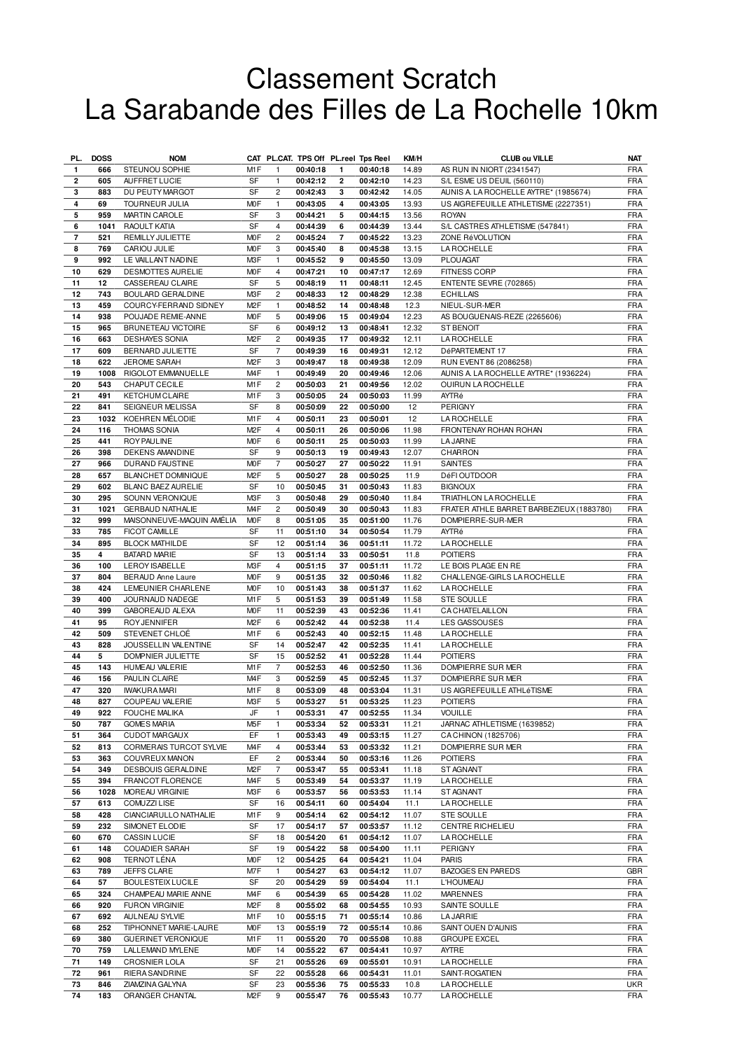# Classement Scratch
# La Sarabande des Filles de La Rochelle 10km

| PL. | DOSS | NOM | CAT | PL.CAT. | TPS Off | PL.reel | Tps Reel | KM/H | CLUB ou VILLE | NAT |
|---|---|---|---|---|---|---|---|---|---|---|
| 1 | 666 | STEUNOU SOPHIE | M1F | 1 | 00:40:18 | 1 | 00:40:18 | 14.89 | AS RUN IN NIORT (2341547) | FRA |
| 2 | 605 | AUFFRET LUCIE | SF | 1 | 00:42:12 | 2 | 00:42:10 | 14.23 | S/L ESME US DEUIL (560110) | FRA |
| 3 | 883 | DU PEUTY MARGOT | SF | 2 | 00:42:43 | 3 | 00:42:42 | 14.05 | AUNIS A. LA ROCHELLE AYTRE* (1985674) | FRA |
| 4 | 69 | TOURNEUR JULIA | M0F | 1 | 00:43:05 | 4 | 00:43:05 | 13.93 | US AIGREFEUILLE ATHLETISME (2227351) | FRA |
| 5 | 959 | MARTIN CAROLE | SF | 3 | 00:44:21 | 5 | 00:44:15 | 13.56 | ROYAN | FRA |
| 6 | 1041 | RAOULT KATIA | SF | 4 | 00:44:39 | 6 | 00:44:39 | 13.44 | S/L CASTRES ATHLETISME (547841) | FRA |
| 7 | 521 | REMILLY JULIETTE | M0F | 2 | 00:45:24 | 7 | 00:45:22 | 13.23 | ZONE RéVOLUTION | FRA |
| 8 | 769 | CARIOU JULIE | M0F | 3 | 00:45:40 | 8 | 00:45:38 | 13.15 | LA ROCHELLE | FRA |
| 9 | 992 | LE VAILLANT NADINE | M3F | 1 | 00:45:52 | 9 | 00:45:50 | 13.09 | PLOUAGAT | FRA |
| 10 | 629 | DESMOTTES AURELIE | M0F | 4 | 00:47:21 | 10 | 00:47:17 | 12.69 | FITNESS CORP | FRA |
| 11 | 12 | CASSEREAU CLAIRE | SF | 5 | 00:48:19 | 11 | 00:48:11 | 12.45 | ENTENTE SEVRE (702865) | FRA |
| 12 | 743 | BOULARD GERALDINE | M3F | 2 | 00:48:33 | 12 | 00:48:29 | 12.38 | ECHILLAIS | FRA |
| 13 | 459 | COURCY-FERRAND SIDNEY | M2F | 1 | 00:48:52 | 14 | 00:48:48 | 12.3 | NIEUL-SUR-MER | FRA |
| 14 | 938 | POUJADE REMIE-ANNE | M0F | 5 | 00:49:06 | 15 | 00:49:04 | 12.23 | AS BOUGUENAIS-REZE (2265606) | FRA |
| 15 | 965 | BRUNETEAU VICTOIRE | SF | 6 | 00:49:12 | 13 | 00:48:41 | 12.32 | ST BENOIT | FRA |
| 16 | 663 | DESHAYES SONIA | M2F | 2 | 00:49:35 | 17 | 00:49:32 | 12.11 | LA ROCHELLE | FRA |
| 17 | 609 | BERNARD JULIETTE | SF | 7 | 00:49:39 | 16 | 00:49:31 | 12.12 | DéPARTEMENT 17 | FRA |
| 18 | 622 | JEROME SARAH | M2F | 3 | 00:49:47 | 18 | 00:49:38 | 12.09 | RUN EVENT 86 (2086258) | FRA |
| 19 | 1008 | RIGOLOT EMMANUELLE | M4F | 1 | 00:49:49 | 20 | 00:49:46 | 12.06 | AUNIS A. LA ROCHELLE AYTRE* (1936224) | FRA |
| 20 | 543 | CHAPUT CECILE | M1F | 2 | 00:50:03 | 21 | 00:49:56 | 12.02 | OUIRUN LA ROCHELLE | FRA |
| 21 | 491 | KETCHUM CLAIRE | M1F | 3 | 00:50:05 | 24 | 00:50:03 | 11.99 | AYTRé | FRA |
| 22 | 841 | SEIGNEUR MELISSA | SF | 8 | 00:50:09 | 22 | 00:50:00 | 12 | PERIGNY | FRA |
| 23 | 1032 | KOEHREN MÉLODIE | M1F | 4 | 00:50:11 | 23 | 00:50:01 | 12 | LA ROCHELLE | FRA |
| 24 | 116 | THOMAS SONIA | M2F | 4 | 00:50:11 | 26 | 00:50:06 | 11.98 | FRONTENAY ROHAN ROHAN | FRA |
| 25 | 441 | ROY PAULINE | M0F | 6 | 00:50:11 | 25 | 00:50:03 | 11.99 | LA JARNE | FRA |
| 26 | 398 | DEKENS AMANDINE | SF | 9 | 00:50:13 | 19 | 00:49:43 | 12.07 | CHARRON | FRA |
| 27 | 966 | DURAND FAUSTINE | M0F | 7 | 00:50:27 | 27 | 00:50:22 | 11.91 | SAINTES | FRA |
| 28 | 657 | BLANCHET DOMINIQUE | M2F | 5 | 00:50:27 | 28 | 00:50:25 | 11.9 | DéFI OUTDOOR | FRA |
| 29 | 602 | BLANC BAEZ AURELIE | SF | 10 | 00:50:45 | 31 | 00:50:43 | 11.83 | BIGNOUX | FRA |
| 30 | 295 | SOUNN VERONIQUE | M3F | 3 | 00:50:48 | 29 | 00:50:40 | 11.84 | TRIATHLON LA ROCHELLE | FRA |
| 31 | 1021 | GERBAUD NATHALIE | M4F | 2 | 00:50:49 | 30 | 00:50:43 | 11.83 | FRATER ATHLE BARRET BARBEZIEUX (1883780) | FRA |
| 32 | 999 | MAISONNEUVE-MAQUIN AMÉLIA | M0F | 8 | 00:51:05 | 35 | 00:51:00 | 11.76 | DOMPIERRE-SUR-MER | FRA |
| 33 | 785 | FICOT CAMILLE | SF | 11 | 00:51:10 | 34 | 00:50:54 | 11.79 | AYTRé | FRA |
| 34 | 895 | BLOCK MATHILDE | SF | 12 | 00:51:14 | 36 | 00:51:11 | 11.72 | LA ROCHELLE | FRA |
| 35 | 4 | BATARD MARIE | SF | 13 | 00:51:14 | 33 | 00:50:51 | 11.8 | POITIERS | FRA |
| 36 | 100 | LEROY ISABELLE | M3F | 4 | 00:51:15 | 37 | 00:51:11 | 11.72 | LE BOIS PLAGE EN RE | FRA |
| 37 | 804 | BERAUD Anne Laure | M0F | 9 | 00:51:35 | 32 | 00:50:46 | 11.82 | CHALLENGE-GIRLS LA ROCHELLE | FRA |
| 38 | 424 | LEMEUNIER CHARLENE | M0F | 10 | 00:51:43 | 38 | 00:51:37 | 11.62 | LA ROCHELLE | FRA |
| 39 | 400 | JOURNAUD NADEGE | M1F | 5 | 00:51:53 | 39 | 00:51:49 | 11.58 | STE SOULLE | FRA |
| 40 | 399 | GABOREAUD ALEXA | M0F | 11 | 00:52:39 | 43 | 00:52:36 | 11.41 | CA CHATELAILLON | FRA |
| 41 | 95 | ROY JENNIFER | M2F | 6 | 00:52:42 | 44 | 00:52:38 | 11.4 | LES GASSOUSES | FRA |
| 42 | 509 | STEVENET CHLOÉ | M1F | 6 | 00:52:43 | 40 | 00:52:15 | 11.48 | LA ROCHELLE | FRA |
| 43 | 828 | JOUSSELLIN VALENTINE | SF | 14 | 00:52:47 | 42 | 00:52:35 | 11.41 | LA ROCHELLE | FRA |
| 44 | 5 | DOMPNIER JULIETTE | SF | 15 | 00:52:52 | 41 | 00:52:28 | 11.44 | POITIERS | FRA |
| 45 | 143 | HUMEAU VALERIE | M1F | 7 | 00:52:53 | 46 | 00:52:50 | 11.36 | DOMPIERRE SUR MER | FRA |
| 46 | 156 | PAULIN CLAIRE | M4F | 3 | 00:52:59 | 45 | 00:52:45 | 11.37 | DOMPIERRE SUR MER | FRA |
| 47 | 320 | IWAKURA MARI | M1F | 8 | 00:53:09 | 48 | 00:53:04 | 11.31 | US AIGREFEUILLE ATHLéTISME | FRA |
| 48 | 827 | COUPEAU VALERIE | M3F | 5 | 00:53:27 | 51 | 00:53:25 | 11.23 | POITIERS | FRA |
| 49 | 922 | FOUCHE MALIKA | JF | 1 | 00:53:31 | 47 | 00:52:55 | 11.34 | VOUILLE | FRA |
| 50 | 787 | GOMES MARIA | M5F | 1 | 00:53:34 | 52 | 00:53:31 | 11.21 | JARNAC ATHLETISME (1639852) | FRA |
| 51 | 364 | CUDOT MARGAUX | EF | 1 | 00:53:43 | 49 | 00:53:15 | 11.27 | CA CHINON (1825706) | FRA |
| 52 | 813 | CORMERAIS TURCOT SYLVIE | M4F | 4 | 00:53:44 | 53 | 00:53:32 | 11.21 | DOMPIERRE SUR MER | FRA |
| 53 | 363 | COUVREUX MANON | EF | 2 | 00:53:44 | 50 | 00:53:16 | 11.26 | POITIERS | FRA |
| 54 | 349 | DESBOUIS GERALDINE | M2F | 7 | 00:53:47 | 55 | 00:53:41 | 11.18 | ST AGNANT | FRA |
| 55 | 394 | FRANCOT FLORENCE | M4F | 5 | 00:53:49 | 54 | 00:53:37 | 11.19 | LA ROCHELLE | FRA |
| 56 | 1028 | MOREAU VIRGINIE | M3F | 6 | 00:53:57 | 56 | 00:53:53 | 11.14 | ST AGNANT | FRA |
| 57 | 613 | COMUZZI LISE | SF | 16 | 00:54:11 | 60 | 00:54:04 | 11.1 | LA ROCHELLE | FRA |
| 58 | 428 | CIANCIARULLO NATHALIE | M1F | 9 | 00:54:14 | 62 | 00:54:12 | 11.07 | STE SOULLE | FRA |
| 59 | 232 | SIMONET ELODIE | SF | 17 | 00:54:17 | 57 | 00:53:57 | 11.12 | CENTRE RICHELIEU | FRA |
| 60 | 670 | CASSIN LUCIE | SF | 18 | 00:54:20 | 61 | 00:54:12 | 11.07 | LA ROCHELLE | FRA |
| 61 | 148 | COUADIER SARAH | SF | 19 | 00:54:22 | 58 | 00:54:00 | 11.11 | PERIGNY | FRA |
| 62 | 908 | TERNOT LÉNA | M0F | 12 | 00:54:25 | 64 | 00:54:21 | 11.04 | PARIS | FRA |
| 63 | 789 | JEFFS CLARE | M7F | 1 | 00:54:27 | 63 | 00:54:12 | 11.07 | BAZOGES EN PAREDS | GBR |
| 64 | 57 | BOULESTEIX LUCILE | SF | 20 | 00:54:29 | 59 | 00:54:04 | 11.1 | L'HOUMEAU | FRA |
| 65 | 324 | CHAMPEAU MARIE ANNE | M4F | 6 | 00:54:39 | 65 | 00:54:28 | 11.02 | MARENNES | FRA |
| 66 | 920 | FURON VIRGINIE | M2F | 8 | 00:55:02 | 68 | 00:54:55 | 10.93 | SAINTE SOULLE | FRA |
| 67 | 692 | AULNEAU SYLVIE | M1F | 10 | 00:55:15 | 71 | 00:55:14 | 10.86 | LA JARRIE | FRA |
| 68 | 252 | TIPHONNET MARIE-LAURE | M0F | 13 | 00:55:19 | 72 | 00:55:14 | 10.86 | SAINT OUEN D'AUNIS | FRA |
| 69 | 380 | GUERINET VERONIQUE | M1F | 11 | 00:55:20 | 70 | 00:55:08 | 10.88 | GROUPE EXCEL | FRA |
| 70 | 759 | LALLEMAND MYLENE | M0F | 14 | 00:55:22 | 67 | 00:54:41 | 10.97 | AYTRE | FRA |
| 71 | 149 | CROSNIER LOLA | SF | 21 | 00:55:26 | 69 | 00:55:01 | 10.91 | LA ROCHELLE | FRA |
| 72 | 961 | RIERA SANDRINE | SF | 22 | 00:55:28 | 66 | 00:54:31 | 11.01 | SAINT-ROGATIEN | FRA |
| 73 | 846 | ZIAMZINA GALYNA | SF | 23 | 00:55:36 | 75 | 00:55:33 | 10.8 | LA ROCHELLE | UKR |
| 74 | 183 | ORANGER CHANTAL | M2F | 9 | 00:55:47 | 76 | 00:55:43 | 10.77 | LA ROCHELLE | FRA |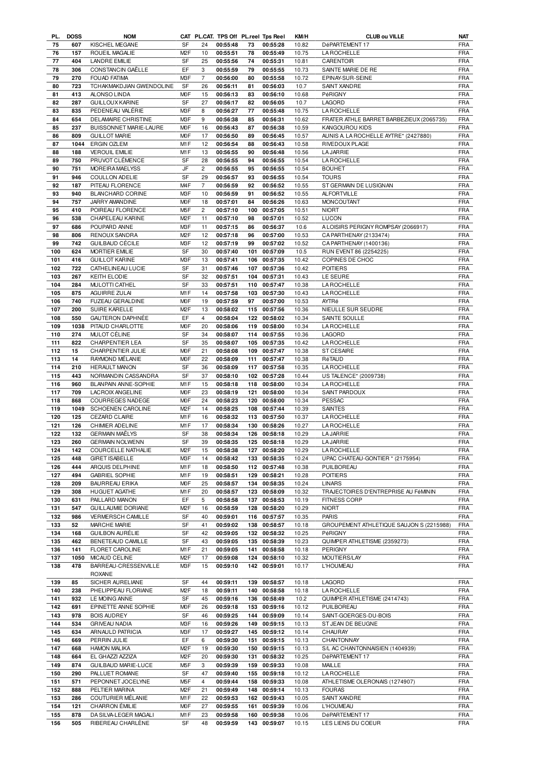| PL. | DOSS | NOM | CAT | PL.CAT. | TPS Off | PL.reel | Tps Reel | KM/H | CLUB ou VILLE | NAT |
|---|---|---|---|---|---|---|---|---|---|---|
| 75 | 607 | KISCHEL MEGANE | SF | 24 | 00:55:48 | 73 | 00:55:28 | 10.82 | DéPARTEMENT 17 | FRA |
| 76 | 157 | ROUEIL MAGALIE | M2F | 10 | 00:55:51 | 78 | 00:55:49 | 10.75 | LA ROCHELLE | FRA |
| 77 | 404 | LANDRE EMILIE | SF | 25 | 00:55:56 | 74 | 00:55:31 | 10.81 | CARENTOIR | FRA |
| 78 | 306 | CONSTANCIN GAËLLE | EF | 3 | 00:55:59 | 79 | 00:55:55 | 10.73 | SAINTE MARIE DE RE | FRA |
| 79 | 270 | FOUAD FATIMA | M3F | 7 | 00:56:00 | 80 | 00:55:58 | 10.72 | EPINAY-SUR-SEINE | FRA |
| 80 | 723 | TCHAKMAKDJIAN GWENDOLINE | SF | 26 | 00:56:11 | 81 | 00:56:03 | 10.7 | SAINT XANDRE | FRA |
| 81 | 413 | ALONSO LINDA | M0F | 15 | 00:56:13 | 83 | 00:56:10 | 10.68 | PéRIGNY | FRA |
| 82 | 287 | GUILLOUX KARINE | SF | 27 | 00:56:17 | 82 | 00:56:05 | 10.7 | LAGORD | FRA |
| 83 | 835 | PEDENEAU VALÉRIE | M3F | 8 | 00:56:27 | 77 | 00:55:48 | 10.75 | LA ROCHELLE | FRA |
| 84 | 654 | DELAMAIRE CHRISTINE | M3F | 9 | 00:56:38 | 85 | 00:56:31 | 10.62 | FRATER ATHLE BARRET BARBEZIEUX (2065735) | FRA |
| 85 | 237 | BUISSONNET MARIE-LAURE | M0F | 16 | 00:56:43 | 87 | 00:56:38 | 10.59 | KANGOUROU KIDS | FRA |
| 86 | 809 | GUILLOT MARIE | M0F | 17 | 00:56:50 | 89 | 00:56:45 | 10.57 | AUNIS A. LA ROCHELLE AYTRE* (2427880) | FRA |
| 87 | 1044 | ERGIN OZLEM | M1F | 12 | 00:56:54 | 88 | 00:56:43 | 10.58 | RIVEDOUX PLAGE | FRA |
| 88 | 188 | VEROUIL EMILIE | M1F | 13 | 00:56:55 | 90 | 00:56:48 | 10.56 | LA JARRIE | FRA |
| 89 | 750 | PRUVOT CLÉMENCE | SF | 28 | 00:56:55 | 94 | 00:56:55 | 10.54 | LA ROCHELLE | FRA |
| 90 | 751 | MOREIRA MAELYSS | JF | 2 | 00:56:55 | 95 | 00:56:55 | 10.54 | BOUHET | FRA |
| 91 | 946 | COULLON ADELIE | SF | 29 | 00:56:57 | 93 | 00:56:55 | 10.54 | TOURS | FRA |
| 92 | 187 | PITEAU FLORENCE | M4F | 7 | 00:56:59 | 92 | 00:56:52 | 10.55 | ST GERMAIN DE LUSIGNAN | FRA |
| 93 | 940 | BLANCHARD CORINE | M3F | 10 | 00:56:59 | 91 | 00:56:52 | 10.55 | ALFORTVILLE | FRA |
| 94 | 757 | JARRY AMANDINE | M0F | 18 | 00:57:01 | 84 | 00:56:26 | 10.63 | MONCOUTANT | FRA |
| 95 | 410 | POIREAU FLORENCE | M5F | 2 | 00:57:10 | 100 | 00:57:05 | 10.51 | NIORT | FRA |
| 96 | 538 | CHAPELEAU KARINE | M2F | 11 | 00:57:10 | 98 | 00:57:01 | 10.52 | LUCON | FRA |
| 97 | 686 | POUPARD ANNE | M3F | 11 | 00:57:15 | 86 | 00:56:37 | 10.6 | A LOISIRS PERIGNY ROMPSAY (2066917) | FRA |
| 98 | 806 | RENOUX SANDRA | M2F | 12 | 00:57:18 | 96 | 00:57:00 | 10.53 | CA PARTHENAY (2133474) | FRA |
| 99 | 742 | GUILBAUD CÉCILE | M3F | 12 | 00:57:19 | 99 | 00:57:02 | 10.52 | CA PARTHENAY (1400136) | FRA |
| 100 | 624 | MORTIER EMILIE | SF | 30 | 00:57:40 | 101 | 00:57:09 | 10.5 | RUN EVENT 86 (2254225) | FRA |
| 101 | 416 | GUILLOT KARINE | M3F | 13 | 00:57:41 | 106 | 00:57:35 | 10.42 | COPINES DE CHOC | FRA |
| 102 | 722 | CATHELINEAU LUCIE | SF | 31 | 00:57:46 | 107 | 00:57:36 | 10.42 | POITIERS | FRA |
| 103 | 267 | KEITH ELODIE | SF | 32 | 00:57:51 | 104 | 00:57:31 | 10.43 | LE SEURE | FRA |
| 104 | 284 | MULOTTI CATHEL | SF | 33 | 00:57:51 | 110 | 00:57:47 | 10.38 | LA ROCHELLE | FRA |
| 105 | 875 | AGUIRRE ZULAI | M1F | 14 | 00:57:58 | 103 | 00:57:30 | 10.43 | LA ROCHELLE | FRA |
| 106 | 740 | FUZEAU GERALDINE | M0F | 19 | 00:57:59 | 97 | 00:57:00 | 10.53 | AYTRé | FRA |
| 107 | 200 | SUIRE KARELLE | M2F | 13 | 00:58:02 | 115 | 00:57:56 | 10.36 | NIEULLE SUR SEUDRE | FRA |
| 108 | 550 | GAUTERON DAPHNÉE | EF | 4 | 00:58:04 | 122 | 00:58:02 | 10.34 | SAINTE SOULLE | FRA |
| 109 | 1038 | PITAUD CHARLOTTE | M0F | 20 | 00:58:06 | 119 | 00:58:00 | 10.34 | LA ROCHELLE | FRA |
| 110 | 274 | MULOT CÉLINE | SF | 34 | 00:58:07 | 114 | 00:57:55 | 10.36 | LAGORD | FRA |
| 111 | 822 | CHARPENTIER LEA | SF | 35 | 00:58:07 | 105 | 00:57:35 | 10.42 | LA ROCHELLE | FRA |
| 112 | 15 | CHARPENTIER JULIE | M0F | 21 | 00:58:08 | 109 | 00:57:47 | 10.38 | ST CESAIRE | FRA |
| 113 | 14 | RAYMOND MÉLANIE | M0F | 22 | 00:58:09 | 111 | 00:57:47 | 10.38 | RéTAUD | FRA |
| 114 | 210 | HERAULT MANON | SF | 36 | 00:58:09 | 117 | 00:57:58 | 10.35 | LA ROCHELLE | FRA |
| 115 | 443 | NORMANDIN CASSANDRA | SF | 37 | 00:58:10 | 102 | 00:57:28 | 10.44 | US TALENCE* (2009738) | FRA |
| 116 | 960 | BLANPAIN ANNE-SOPHIE | M1F | 15 | 00:58:18 | 118 | 00:58:00 | 10.34 | LA ROCHELLE | FRA |
| 117 | 709 | LACROIX ANGELINE | M0F | 23 | 00:58:19 | 121 | 00:58:00 | 10.34 | SAINT PARDOUX | FRA |
| 118 | 868 | COURREGES NADEGE | M0F | 24 | 00:58:23 | 120 | 00:58:00 | 10.34 | PESSAC | FRA |
| 119 | 1049 | SCHOENEN CAROLINE | M2F | 14 | 00:58:25 | 108 | 00:57:44 | 10.39 | SAINTES | FRA |
| 120 | 125 | CEZARD CLAIRE | M1F | 16 | 00:58:32 | 113 | 00:57:50 | 10.37 | LA ROCHELLE | FRA |
| 121 | 126 | CHIMIER ADELINE | M1F | 17 | 00:58:34 | 130 | 00:58:26 | 10.27 | LA ROCHELLE | FRA |
| 122 | 132 | GERMAIN MAËLYS | SF | 38 | 00:58:34 | 126 | 00:58:18 | 10.29 | LA JARRIE | FRA |
| 123 | 260 | GERMAIN NOLWENN | SF | 39 | 00:58:35 | 125 | 00:58:18 | 10.29 | LA JARRIE | FRA |
| 124 | 142 | COURCELLE NATHALIE | M2F | 15 | 00:58:38 | 127 | 00:58:20 | 10.29 | LA ROCHELLE | FRA |
| 125 | 448 | GIRET ISABELLE | M3F | 14 | 00:58:42 | 133 | 00:58:35 | 10.24 | UPAC CHATEAU-GONTIER * (2175954) | FRA |
| 126 | 444 | ARQUIS DELPHINE | M1F | 18 | 00:58:50 | 112 | 00:57:48 | 10.38 | PUILBOREAU | FRA |
| 127 | 494 | GABRIEL SOPHIE | M1F | 19 | 00:58:51 | 129 | 00:58:21 | 10.28 | POITIERS | FRA |
| 128 | 209 | BAURREAU ERIKA | M0F | 25 | 00:58:57 | 134 | 00:58:35 | 10.24 | LINARS | FRA |
| 129 | 308 | HUGUET AGATHE | M1F | 20 | 00:58:57 | 123 | 00:58:09 | 10.32 | TRAJECTOIRES D'ENTREPRISE AU FéMININ | FRA |
| 130 | 631 | PAILLARD MANON | EF | 5 | 00:58:58 | 137 | 00:58:53 | 10.19 | FITNESS CORP | FRA |
| 131 | 547 | GUILLAUMIE DORIANE | M2F | 16 | 00:58:59 | 128 | 00:58:20 | 10.29 | NIORT | FRA |
| 132 | 986 | VERMERSCH CAMILLE | SF | 40 | 00:59:01 | 116 | 00:57:57 | 10.35 | PARIS | FRA |
| 133 | 52 | MARCHE MARIE | SF | 41 | 00:59:02 | 138 | 00:58:57 | 10.18 | GROUPEMENT ATHLETIQUE SAUJON S (2215988) | FRA |
| 134 | 168 | GUILBON AURÉLIE | SF | 42 | 00:59:05 | 132 | 00:58:32 | 10.25 | PéRIGNY | FRA |
| 135 | 462 | BENETEAUD CAMILLE | SF | 43 | 00:59:05 | 135 | 00:58:39 | 10.23 | QUIMPER ATHLETISME (2359273) | FRA |
| 136 | 141 | FLORET CAROLINE | M1F | 21 | 00:59:05 | 141 | 00:58:58 | 10.18 | PERIGNY | FRA |
| 137 | 1050 | MICAUD CELINE | M2F | 17 | 00:59:08 | 124 | 00:58:10 | 10.32 | MOUTIERS/LAY | FRA |
| 138 | 478 | BARREAU-CRESSENVILLE ROXANE | M3F | 15 | 00:59:10 | 142 | 00:59:01 | 10.17 | L'HOUMEAU | FRA |
| 139 | 85 | SICHER AURELIANE | SF | 44 | 00:59:11 | 139 | 00:58:57 | 10.18 | LAGORD | FRA |
| 140 | 238 | PHELIPPEAU FLORIANE | M2F | 18 | 00:59:11 | 140 | 00:58:58 | 10.18 | LA ROCHELLE | FRA |
| 141 | 932 | LE MOING ANNE | SF | 45 | 00:59:16 | 136 | 00:58:49 | 10.2 | QUIMPER ATHLETISME (2414743) | FRA |
| 142 | 691 | EPINETTE ANNE SOPHIE | M0F | 26 | 00:59:18 | 153 | 00:59:16 | 10.12 | PUILBOREAU | FRA |
| 143 | 978 | BOIS AUDREY | SF | 46 | 00:59:25 | 144 | 00:59:09 | 10.14 | SAINT-GOERGES-DU-BOIS | FRA |
| 144 | 534 | GRIVEAU NADIA | M3F | 16 | 00:59:26 | 149 | 00:59:15 | 10.13 | ST JEAN DE BEUGNE | FRA |
| 145 | 634 | ARNAULD PATRICIA | M3F | 17 | 00:59:27 | 145 | 00:59:12 | 10.14 | CHAURAY | FRA |
| 146 | 669 | PERRIN JULIE | EF | 6 | 00:59:30 | 151 | 00:59:15 | 10.13 | CHANTONNAY | FRA |
| 147 | 668 | HAMON MALIKA | M2F | 19 | 00:59:30 | 150 | 00:59:15 | 10.13 | S/L AC CHANTONNAISIEN (1404939) | FRA |
| 148 | 664 | EL GHAZZI AZZIZA | M2F | 20 | 00:59:30 | 131 | 00:58:32 | 10.25 | DéPARTEMENT 17 | FRA |
| 149 | 874 | GUILBAUD MARIE-LUCE | M5F | 3 | 00:59:39 | 159 | 00:59:33 | 10.08 | MAILLE | FRA |
| 150 | 290 | PALLUET ROMANE | SF | 47 | 00:59:40 | 155 | 00:59:18 | 10.12 | LA ROCHELLE | FRA |
| 151 | 571 | PEPONNET JOCELYNE | M5F | 4 | 00:59:44 | 158 | 00:59:33 | 10.08 | ATHLETISME OLERONAIS (1274907) | FRA |
| 152 | 888 | PELTIER MARINA | M2F | 21 | 00:59:49 | 148 | 00:59:14 | 10.13 | FOURAS | FRA |
| 153 | 286 | COUTURIER MÉLANIE | M1F | 22 | 00:59:53 | 162 | 00:59:43 | 10.05 | SAINT XANDRE | FRA |
| 154 | 121 | CHARRON ÉMILIE | M0F | 27 | 00:59:55 | 161 | 00:59:39 | 10.06 | L'HOUMEAU | FRA |
| 155 | 878 | DA SILVA-LEGER MAGALI | M1F | 23 | 00:59:58 | 160 | 00:59:38 | 10.06 | DéPARTEMENT 17 | FRA |
| 156 | 505 | RIBEREAU CHARLÈNE | SF | 48 | 00:59:59 | 143 | 00:59:07 | 10.15 | LES LIENS DU COEUR | FRA |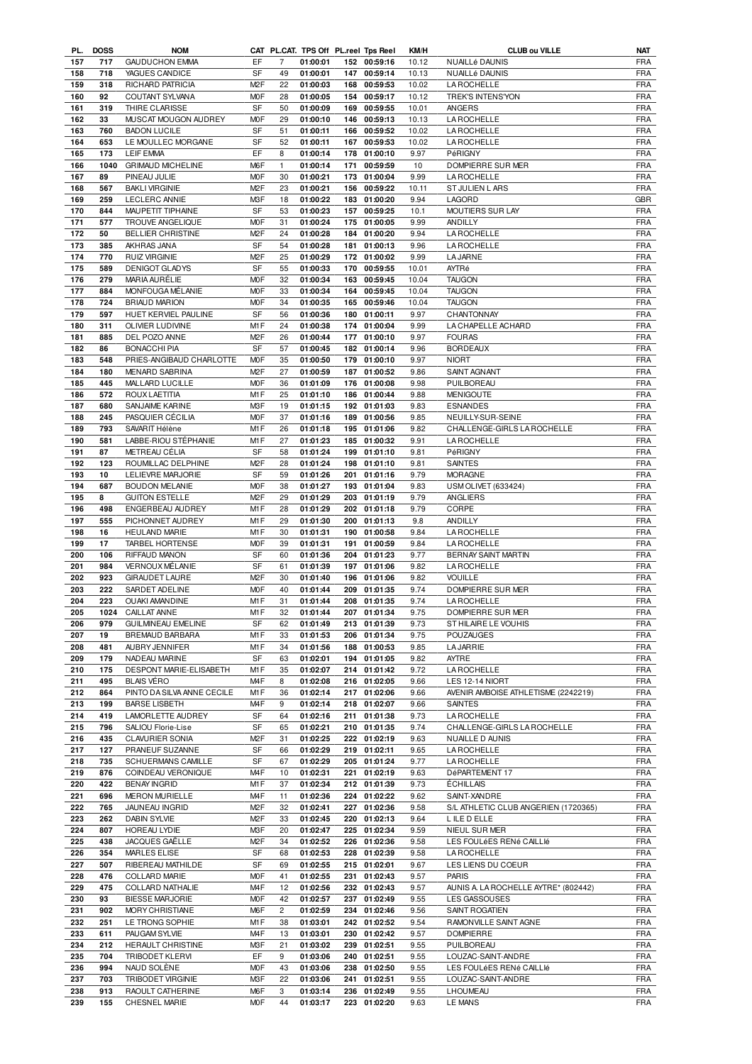| PL. | DOSS | NOM | CAT | PL.CAT. | TPS Off | PL.reel | Tps Reel | KM/H | CLUB ou VILLE | NAT |
|---|---|---|---|---|---|---|---|---|---|---|
| 157 | 717 | GAUDUCHON EMMA | EF | 7 | 01:00:01 | 152 | 00:59:16 | 10.12 | NUAILLé DAUNIS | FRA |
| 158 | 718 | YAGUES CANDICE | SF | 49 | 01:00:01 | 147 | 00:59:14 | 10.13 | NUAILLé DAUNIS | FRA |
| 159 | 318 | RICHARD PATRICIA | M2F | 22 | 01:00:03 | 168 | 00:59:53 | 10.02 | LA ROCHELLE | FRA |
| 160 | 92 | COUTANT SYLVANA | M0F | 28 | 01:00:05 | 154 | 00:59:17 | 10.12 | TREK'S INTENS'YON | FRA |
| 161 | 319 | THIRE CLARISSE | SF | 50 | 01:00:09 | 169 | 00:59:55 | 10.01 | ANGERS | FRA |
| 162 | 33 | MUSCAT MOUGON AUDREY | M0F | 29 | 01:00:10 | 146 | 00:59:13 | 10.13 | LA ROCHELLE | FRA |
| 163 | 760 | BADON LUCILE | SF | 51 | 01:00:11 | 166 | 00:59:52 | 10.02 | LA ROCHELLE | FRA |
| 164 | 653 | LE MOULLEC MORGANE | SF | 52 | 01:00:11 | 167 | 00:59:53 | 10.02 | LA ROCHELLE | FRA |
| 165 | 173 | LEIF EMMA | EF | 8 | 01:00:14 | 178 | 01:00:10 | 9.97 | PéRIGNY | FRA |
| 166 | 1040 | GRIMAUD MICHELINE | M6F | 1 | 01:00:14 | 171 | 00:59:59 | 10 | DOMPIERRE SUR MER | FRA |
| 167 | 89 | PINEAU JULIE | M0F | 30 | 01:00:21 | 173 | 01:00:04 | 9.99 | LA ROCHELLE | FRA |
| 168 | 567 | BAKLI VIRGINIE | M2F | 23 | 01:00:21 | 156 | 00:59:22 | 10.11 | ST JULIEN L ARS | FRA |
| 169 | 259 | LECLERC ANNIE | M3F | 18 | 01:00:22 | 183 | 01:00:20 | 9.94 | LAGORD | GBR |
| 170 | 844 | MAUPETIT TIPHAINE | SF | 53 | 01:00:23 | 157 | 00:59:25 | 10.1 | MOUTIERS SUR LAY | FRA |
| 171 | 577 | TROUVE ANGELIQUE | M0F | 31 | 01:00:24 | 175 | 01:00:05 | 9.99 | ANDILLY | FRA |
| 172 | 50 | BELLIER CHRISTINE | M2F | 24 | 01:00:28 | 184 | 01:00:20 | 9.94 | LA ROCHELLE | FRA |
| 173 | 385 | AKHRAS JANA | SF | 54 | 01:00:28 | 181 | 01:00:13 | 9.96 | LA ROCHELLE | FRA |
| 174 | 770 | RUIZ VIRGINIE | M2F | 25 | 01:00:29 | 172 | 01:00:02 | 9.99 | LA JARNE | FRA |
| 175 | 589 | DENIGOT GLADYS | SF | 55 | 01:00:33 | 170 | 00:59:55 | 10.01 | AYTRé | FRA |
| 176 | 279 | MARIA AURÉLIE | M0F | 32 | 01:00:34 | 163 | 00:59:45 | 10.04 | TAUGON | FRA |
| 177 | 884 | MONFOUGA MÉLANIE | M0F | 33 | 01:00:34 | 164 | 00:59:45 | 10.04 | TAUGON | FRA |
| 178 | 724 | BRIAUD MARION | M0F | 34 | 01:00:35 | 165 | 00:59:46 | 10.04 | TAUGON | FRA |
| 179 | 597 | HUET KERVIEL PAULINE | SF | 56 | 01:00:36 | 180 | 01:00:11 | 9.97 | CHANTONNAY | FRA |
| 180 | 311 | OLIVIER LUDIVINE | M1F | 24 | 01:00:38 | 174 | 01:00:04 | 9.99 | LA CHAPELLE ACHARD | FRA |
| 181 | 885 | DEL POZO ANNE | M2F | 26 | 01:00:44 | 177 | 01:00:10 | 9.97 | FOURAS | FRA |
| 182 | 86 | BONACCHI PIA | SF | 57 | 01:00:45 | 182 | 01:00:14 | 9.96 | BORDEAUX | FRA |
| 183 | 548 | PRIES-ANGIBAUD CHARLOTTE | M0F | 35 | 01:00:50 | 179 | 01:00:10 | 9.97 | NIORT | FRA |
| 184 | 180 | MENARD SABRINA | M2F | 27 | 01:00:59 | 187 | 01:00:52 | 9.86 | SAINT AGNANT | FRA |
| 185 | 445 | MALLARD LUCILLE | M0F | 36 | 01:01:09 | 176 | 01:00:08 | 9.98 | PUILBOREAU | FRA |
| 186 | 572 | ROUX LAETITIA | M1F | 25 | 01:01:10 | 186 | 01:00:44 | 9.88 | MENIGOUTE | FRA |
| 187 | 680 | SANJAIME KARINE | M3F | 19 | 01:01:15 | 192 | 01:01:03 | 9.83 | ESNANDES | FRA |
| 188 | 245 | PASQUIER CÉCILIA | M0F | 37 | 01:01:16 | 189 | 01:00:56 | 9.85 | NEUILLY-SUR-SEINE | FRA |
| 189 | 793 | SAVARIT Hélène | M1F | 26 | 01:01:18 | 195 | 01:01:06 | 9.82 | CHALLENGE-GIRLS LA ROCHELLE | FRA |
| 190 | 581 | LABBE-RIOU STÉPHANIE | M1F | 27 | 01:01:23 | 185 | 01:00:32 | 9.91 | LA ROCHELLE | FRA |
| 191 | 87 | METREAU CÉLIA | SF | 58 | 01:01:24 | 199 | 01:01:10 | 9.81 | PéRIGNY | FRA |
| 192 | 123 | ROUMILLAC DELPHINE | M2F | 28 | 01:01:24 | 198 | 01:01:10 | 9.81 | SAINTES | FRA |
| 193 | 10 | LELIEVRE MARJORIE | SF | 59 | 01:01:26 | 201 | 01:01:16 | 9.79 | MORAGNE | FRA |
| 194 | 687 | BOUDON MELANIE | M0F | 38 | 01:01:27 | 193 | 01:01:04 | 9.83 | USM OLIVET (633424) | FRA |
| 195 | 8 | GUITON ESTELLE | M2F | 29 | 01:01:29 | 203 | 01:01:19 | 9.79 | ANGLIERS | FRA |
| 196 | 498 | ENGERBEAU AUDREY | M1F | 28 | 01:01:29 | 202 | 01:01:18 | 9.79 | CORPE | FRA |
| 197 | 555 | PICHONNET AUDREY | M1F | 29 | 01:01:30 | 200 | 01:01:13 | 9.8 | ANDILLY | FRA |
| 198 | 16 | HEULAND MARIE | M1F | 30 | 01:01:31 | 190 | 01:00:58 | 9.84 | LA ROCHELLE | FRA |
| 199 | 17 | TARBEL HORTENSE | M0F | 39 | 01:01:31 | 191 | 01:00:59 | 9.84 | LA ROCHELLE | FRA |
| 200 | 106 | RIFFAUD MANON | SF | 60 | 01:01:36 | 204 | 01:01:23 | 9.77 | BERNAY SAINT MARTIN | FRA |
| 201 | 984 | VERNOUX MÉLANIE | SF | 61 | 01:01:39 | 197 | 01:01:06 | 9.82 | LA ROCHELLE | FRA |
| 202 | 923 | GIRAUDET LAURE | M2F | 30 | 01:01:40 | 196 | 01:01:06 | 9.82 | VOUILLE | FRA |
| 203 | 222 | SARDET ADELINE | M0F | 40 | 01:01:44 | 209 | 01:01:35 | 9.74 | DOMPIERRE SUR MER | FRA |
| 204 | 223 | OUAKI AMANDINE | M1F | 31 | 01:01:44 | 208 | 01:01:35 | 9.74 | LA ROCHELLE | FRA |
| 205 | 1024 | CAILLAT ANNE | M1F | 32 | 01:01:44 | 207 | 01:01:34 | 9.75 | DOMPIERRE SUR MER | FRA |
| 206 | 979 | GUILMINEAU EMELINE | SF | 62 | 01:01:49 | 213 | 01:01:39 | 9.73 | ST HILAIRE LE VOUHIS | FRA |
| 207 | 19 | BREMAUD BARBARA | M1F | 33 | 01:01:53 | 206 | 01:01:34 | 9.75 | POUZAUGES | FRA |
| 208 | 481 | AUBRY JENNIFER | M1F | 34 | 01:01:56 | 188 | 01:00:53 | 9.85 | LA JARRIE | FRA |
| 209 | 179 | NADEAU MARINE | SF | 63 | 01:02:01 | 194 | 01:01:05 | 9.82 | AYTRE | FRA |
| 210 | 175 | DESPONT MARIE-ELISABETH | M1F | 35 | 01:02:07 | 214 | 01:01:42 | 9.72 | LA ROCHELLE | FRA |
| 211 | 495 | BLAIS VÉRO | M4F | 8 | 01:02:08 | 216 | 01:02:05 | 9.66 | LES 12-14 NIORT | FRA |
| 212 | 864 | PINTO DA SILVA ANNE CECILE | M1F | 36 | 01:02:14 | 217 | 01:02:06 | 9.66 | AVENIR AMBOISE ATHLETISME (2242219) | FRA |
| 213 | 199 | BARSE LISBETH | M4F | 9 | 01:02:14 | 218 | 01:02:07 | 9.66 | SAINTES | FRA |
| 214 | 419 | LAMORLETTE AUDREY | SF | 64 | 01:02:16 | 211 | 01:01:38 | 9.73 | LA ROCHELLE | FRA |
| 215 | 796 | SALIOU Florie-Lise | SF | 65 | 01:02:21 | 210 | 01:01:35 | 9.74 | CHALLENGE-GIRLS LA ROCHELLE | FRA |
| 216 | 435 | CLAVURIER SONIA | M2F | 31 | 01:02:25 | 222 | 01:02:19 | 9.63 | NUAILLE D AUNIS | FRA |
| 217 | 127 | PRANEUF SUZANNE | SF | 66 | 01:02:29 | 219 | 01:02:11 | 9.65 | LA ROCHELLE | FRA |
| 218 | 735 | SCHUERMANS CAMILLE | SF | 67 | 01:02:29 | 205 | 01:01:24 | 9.77 | LA ROCHELLE | FRA |
| 219 | 876 | COINDEAU VERONIQUE | M4F | 10 | 01:02:31 | 221 | 01:02:19 | 9.63 | DéPARTEMENT 17 | FRA |
| 220 | 422 | BENAY INGRID | M1F | 37 | 01:02:34 | 212 | 01:01:39 | 9.73 | ÉCHILLAIS | FRA |
| 221 | 696 | MERON MURIELLE | M4F | 11 | 01:02:36 | 224 | 01:02:22 | 9.62 | SAINT-XANDRE | FRA |
| 222 | 765 | JAUNEAU INGRID | M2F | 32 | 01:02:41 | 227 | 01:02:36 | 9.58 | S/L ATHLETIC CLUB ANGERIEN (1720365) | FRA |
| 223 | 262 | DABIN SYLVIE | M2F | 33 | 01:02:45 | 220 | 01:02:13 | 9.64 | L ILE D ELLE | FRA |
| 224 | 807 | HOREAU LYDIE | M3F | 20 | 01:02:47 | 225 | 01:02:34 | 9.59 | NIEUL SUR MER | FRA |
| 225 | 438 | JACQUES GAËLLE | M2F | 34 | 01:02:52 | 226 | 01:02:36 | 9.58 | LES FOULéES RENé CAILLé | FRA |
| 226 | 354 | MARLES ELISE | SF | 68 | 01:02:53 | 228 | 01:02:39 | 9.58 | LA ROCHELLE | FRA |
| 227 | 507 | RIBEREAU MATHILDE | SF | 69 | 01:02:55 | 215 | 01:02:01 | 9.67 | LES LIENS DU COEUR | FRA |
| 228 | 476 | COLLARD MARIE | M0F | 41 | 01:02:55 | 231 | 01:02:43 | 9.57 | PARIS | FRA |
| 229 | 475 | COLLARD NATHALIE | M4F | 12 | 01:02:56 | 232 | 01:02:43 | 9.57 | AUNIS A. LA ROCHELLE AYTRE* (802442) | FRA |
| 230 | 93 | BIESSE MARJORIE | M0F | 42 | 01:02:57 | 237 | 01:02:49 | 9.55 | LES GASSOUSES | FRA |
| 231 | 902 | MORY CHRISTIANE | M6F | 2 | 01:02:59 | 234 | 01:02:46 | 9.56 | SAINT ROGATIEN | FRA |
| 232 | 251 | LE TRONG SOPHIE | M1F | 38 | 01:03:01 | 242 | 01:02:52 | 9.54 | RAMONVILLE SAINT AGNE | FRA |
| 233 | 611 | PAUGAM SYLVIE | M4F | 13 | 01:03:01 | 230 | 01:02:42 | 9.57 | DOMPIERRE | FRA |
| 234 | 212 | HERAULT CHRISTINE | M3F | 21 | 01:03:02 | 239 | 01:02:51 | 9.55 | PUILBOREAU | FRA |
| 235 | 704 | TRIBODET KLERVI | EF | 9 | 01:03:06 | 240 | 01:02:51 | 9.55 | LOUZAC-SAINT-ANDRE | FRA |
| 236 | 994 | NAUD SOLÈNE | M0F | 43 | 01:03:06 | 238 | 01:02:50 | 9.55 | LES FOULéES RENé CAILLé | FRA |
| 237 | 703 | TRIBODET VIRGINIE | M3F | 22 | 01:03:06 | 241 | 01:02:51 | 9.55 | LOUZAC-SAINT-ANDRE | FRA |
| 238 | 913 | RAOULT CATHERINE | M6F | 3 | 01:03:14 | 236 | 01:02:49 | 9.55 | LHOUMEAU | FRA |
| 239 | 155 | CHESNEL MARIE | M0F | 44 | 01:03:17 | 223 | 01:02:20 | 9.63 | LE MANS | FRA |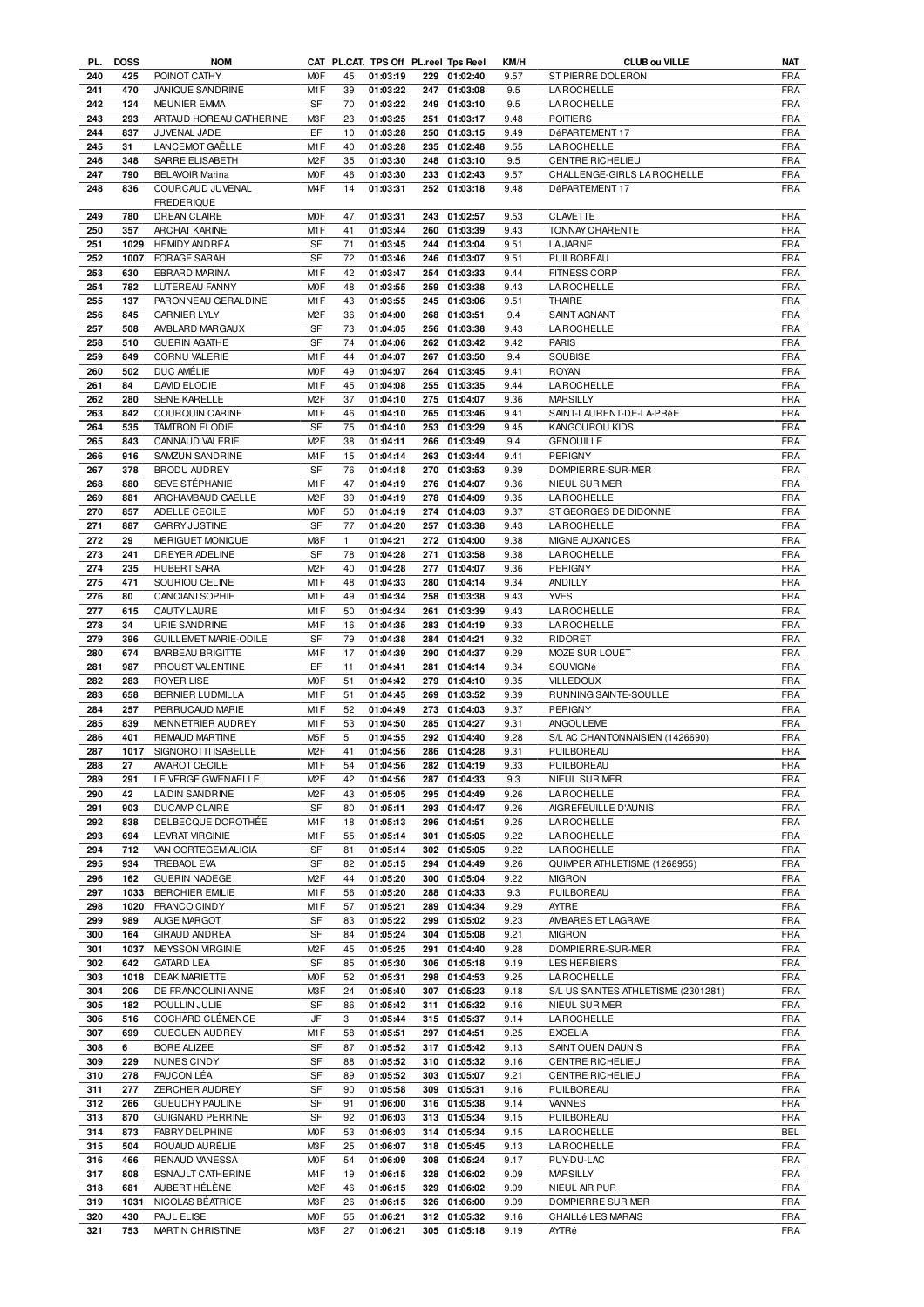| PL. | DOSS | NOM | CAT | PL.CAT. | TPS Off | PL.reel | Tps Reel | KM/H | CLUB ou VILLE | NAT |
|---|---|---|---|---|---|---|---|---|---|---|
| 240 | 425 | POINOT CATHY | M0F | 45 | 01:03:19 | 229 | 01:02:40 | 9.57 | ST PIERRE DOLERON | FRA |
| 241 | 470 | JANIQUE SANDRINE | M1F | 39 | 01:03:22 | 247 | 01:03:08 | 9.5 | LA ROCHELLE | FRA |
| 242 | 124 | MEUNIER EMMA | SF | 70 | 01:03:22 | 249 | 01:03:10 | 9.5 | LA ROCHELLE | FRA |
| 243 | 293 | ARTAUD HOREAU CATHERINE | M3F | 23 | 01:03:25 | 251 | 01:03:17 | 9.48 | POITIERS | FRA |
| 244 | 837 | JUVENAL JADE | EF | 10 | 01:03:28 | 250 | 01:03:15 | 9.49 | DéPARTEMENT 17 | FRA |
| 245 | 31 | LANCEMOT GAËLLE | M1F | 40 | 01:03:28 | 235 | 01:02:48 | 9.55 | LA ROCHELLE | FRA |
| 246 | 348 | SARRE ELISABETH | M2F | 35 | 01:03:30 | 248 | 01:03:10 | 9.5 | CENTRE RICHELIEU | FRA |
| 247 | 790 | BELAVOIR Marina | M0F | 46 | 01:03:30 | 233 | 01:02:43 | 9.57 | CHALLENGE-GIRLS LA ROCHELLE | FRA |
| 248 | 836 | COURCAUD JUVENAL FREDERIQUE | M4F | 14 | 01:03:31 | 252 | 01:03:18 | 9.48 | DéPARTEMENT 17 | FRA |
| 249 | 780 | DREAN CLAIRE | M0F | 47 | 01:03:31 | 243 | 01:02:57 | 9.53 | CLAVETTE | FRA |
| 250 | 357 | ARCHAT KARINE | M1F | 41 | 01:03:44 | 260 | 01:03:39 | 9.43 | TONNAY CHARENTE | FRA |
| 251 | 1029 | HEMIDY ANDRÉA | SF | 71 | 01:03:45 | 244 | 01:03:04 | 9.51 | LA JARNE | FRA |
| 252 | 1007 | FORAGE SARAH | SF | 72 | 01:03:46 | 246 | 01:03:07 | 9.51 | PUILBOREAU | FRA |
| 253 | 630 | EBRARD MARINA | M1F | 42 | 01:03:47 | 254 | 01:03:33 | 9.44 | FITNESS CORP | FRA |
| 254 | 782 | LUTEREAU FANNY | M0F | 48 | 01:03:55 | 259 | 01:03:38 | 9.43 | LA ROCHELLE | FRA |
| 255 | 137 | PARONNEAU GERALDINE | M1F | 43 | 01:03:55 | 245 | 01:03:06 | 9.51 | THAIRE | FRA |
| 256 | 845 | GARNIER LYLY | M2F | 36 | 01:04:00 | 268 | 01:03:51 | 9.4 | SAINT AGNANT | FRA |
| 257 | 508 | AMBLARD MARGAUX | SF | 73 | 01:04:05 | 256 | 01:03:38 | 9.43 | LA ROCHELLE | FRA |
| 258 | 510 | GUERIN AGATHE | SF | 74 | 01:04:06 | 262 | 01:03:42 | 9.42 | PARIS | FRA |
| 259 | 849 | CORNU VALERIE | M1F | 44 | 01:04:07 | 267 | 01:03:50 | 9.4 | SOUBISE | FRA |
| 260 | 502 | DUC AMÉLIE | M0F | 49 | 01:04:07 | 264 | 01:03:45 | 9.41 | ROYAN | FRA |
| 261 | 84 | DAVID ELODIE | M1F | 45 | 01:04:08 | 255 | 01:03:35 | 9.44 | LA ROCHELLE | FRA |
| 262 | 280 | SENE KARELLE | M2F | 37 | 01:04:10 | 275 | 01:04:07 | 9.36 | MARSILLY | FRA |
| 263 | 842 | COURQUIN CARINE | M1F | 46 | 01:04:10 | 265 | 01:03:46 | 9.41 | SAINT-LAURENT-DE-LA-PRéE | FRA |
| 264 | 535 | TAMTBON ELODIE | SF | 75 | 01:04:10 | 253 | 01:03:29 | 9.45 | KANGOUROU KIDS | FRA |
| 265 | 843 | CANNAUD VALERIE | M2F | 38 | 01:04:11 | 266 | 01:03:49 | 9.4 | GENOUILLE | FRA |
| 266 | 916 | SAMZUN SANDRINE | M4F | 15 | 01:04:14 | 263 | 01:03:44 | 9.41 | PERIGNY | FRA |
| 267 | 378 | BRODU AUDREY | SF | 76 | 01:04:18 | 270 | 01:03:53 | 9.39 | DOMPIERRE-SUR-MER | FRA |
| 268 | 880 | SEVE STÉPHANIE | M1F | 47 | 01:04:19 | 276 | 01:04:07 | 9.36 | NIEUL SUR MER | FRA |
| 269 | 881 | ARCHAMBAUD GAELLE | M2F | 39 | 01:04:19 | 278 | 01:04:09 | 9.35 | LA ROCHELLE | FRA |
| 270 | 857 | ADELLE CECILE | M0F | 50 | 01:04:19 | 274 | 01:04:03 | 9.37 | ST GEORGES DE DIDONNE | FRA |
| 271 | 887 | GARRY JUSTINE | SF | 77 | 01:04:20 | 257 | 01:03:38 | 9.43 | LA ROCHELLE | FRA |
| 272 | 29 | MERIGUET MONIQUE | M8F | 1 | 01:04:21 | 272 | 01:04:00 | 9.38 | MIGNE AUXANCES | FRA |
| 273 | 241 | DREYER ADELINE | SF | 78 | 01:04:28 | 271 | 01:03:58 | 9.38 | LA ROCHELLE | FRA |
| 274 | 235 | HUBERT SARA | M2F | 40 | 01:04:28 | 277 | 01:04:07 | 9.36 | PERIGNY | FRA |
| 275 | 471 | SOURIOU CELINE | M1F | 48 | 01:04:33 | 280 | 01:04:14 | 9.34 | ANDILLY | FRA |
| 276 | 80 | CANCIANI SOPHIE | M1F | 49 | 01:04:34 | 258 | 01:03:38 | 9.43 | YVES | FRA |
| 277 | 615 | CAUTY LAURE | M1F | 50 | 01:04:34 | 261 | 01:03:39 | 9.43 | LA ROCHELLE | FRA |
| 278 | 34 | URIE SANDRINE | M4F | 16 | 01:04:35 | 283 | 01:04:19 | 9.33 | LA ROCHELLE | FRA |
| 279 | 396 | GUILLEMET MARIE-ODILE | SF | 79 | 01:04:38 | 284 | 01:04:21 | 9.32 | RIDORET | FRA |
| 280 | 674 | BARBEAU BRIGITTE | M4F | 17 | 01:04:39 | 290 | 01:04:37 | 9.29 | MOZE SUR LOUET | FRA |
| 281 | 987 | PROUST VALENTINE | EF | 11 | 01:04:41 | 281 | 01:04:14 | 9.34 | SOUVIGNé | FRA |
| 282 | 283 | ROYER LISE | M0F | 51 | 01:04:42 | 279 | 01:04:10 | 9.35 | VILLEDOUX | FRA |
| 283 | 658 | BERNIER LUDMILLA | M1F | 51 | 01:04:45 | 269 | 01:03:52 | 9.39 | RUNNING SAINTE-SOULLE | FRA |
| 284 | 257 | PERRUCAUD MARIE | M1F | 52 | 01:04:49 | 273 | 01:04:03 | 9.37 | PERIGNY | FRA |
| 285 | 839 | MENNETRIER AUDREY | M1F | 53 | 01:04:50 | 285 | 01:04:27 | 9.31 | ANGOULEME | FRA |
| 286 | 401 | REMAUD MARTINE | M5F | 5 | 01:04:55 | 292 | 01:04:40 | 9.28 | S/L AC CHANTONNAISIEN (1426690) | FRA |
| 287 | 1017 | SIGNOROTTI ISABELLE | M2F | 41 | 01:04:56 | 286 | 01:04:28 | 9.31 | PUILBOREAU | FRA |
| 288 | 27 | AMAROT CECILE | M1F | 54 | 01:04:56 | 282 | 01:04:19 | 9.33 | PUILBOREAU | FRA |
| 289 | 291 | LE VERGE GWENAELLE | M2F | 42 | 01:04:56 | 287 | 01:04:33 | 9.3 | NIEUL SUR MER | FRA |
| 290 | 42 | LAIDIN SANDRINE | M2F | 43 | 01:05:05 | 295 | 01:04:49 | 9.26 | LA ROCHELLE | FRA |
| 291 | 903 | DUCAMP CLAIRE | SF | 80 | 01:05:11 | 293 | 01:04:47 | 9.26 | AIGREFEUILLE D'AUNIS | FRA |
| 292 | 838 | DELBECQUE DOROTHÉE | M4F | 18 | 01:05:13 | 296 | 01:04:51 | 9.25 | LA ROCHELLE | FRA |
| 293 | 694 | LEVRAT VIRGINIE | M1F | 55 | 01:05:14 | 301 | 01:05:05 | 9.22 | LA ROCHELLE | FRA |
| 294 | 712 | VAN OORTEGEM ALICIA | SF | 81 | 01:05:14 | 302 | 01:05:05 | 9.22 | LA ROCHELLE | FRA |
| 295 | 934 | TREBAOL EVA | SF | 82 | 01:05:15 | 294 | 01:04:49 | 9.26 | QUIMPER ATHLETISME (1268955) | FRA |
| 296 | 162 | GUERIN NADEGE | M2F | 44 | 01:05:20 | 300 | 01:05:04 | 9.22 | MIGRON | FRA |
| 297 | 1033 | BERCHIER EMILIE | M1F | 56 | 01:05:20 | 288 | 01:04:33 | 9.3 | PUILBOREAU | FRA |
| 298 | 1020 | FRANCO CINDY | M1F | 57 | 01:05:21 | 289 | 01:04:34 | 9.29 | AYTRE | FRA |
| 299 | 989 | AUGE MARGOT | SF | 83 | 01:05:22 | 299 | 01:05:02 | 9.23 | AMBARES ET LAGRAVE | FRA |
| 300 | 164 | GIRAUD ANDREA | SF | 84 | 01:05:24 | 304 | 01:05:08 | 9.21 | MIGRON | FRA |
| 301 | 1037 | MEYSSON VIRGINIE | M2F | 45 | 01:05:25 | 291 | 01:04:40 | 9.28 | DOMPIERRE-SUR-MER | FRA |
| 302 | 642 | GATARD LEA | SF | 85 | 01:05:30 | 306 | 01:05:18 | 9.19 | LES HERBIERS | FRA |
| 303 | 1018 | DEAK MARIETTE | M0F | 52 | 01:05:31 | 298 | 01:04:53 | 9.25 | LA ROCHELLE | FRA |
| 304 | 206 | DE FRANCOLINI ANNE | M3F | 24 | 01:05:40 | 307 | 01:05:23 | 9.18 | S/L US SAINTES ATHLETISME (2301281) | FRA |
| 305 | 182 | POULLIN JULIE | SF | 86 | 01:05:42 | 311 | 01:05:32 | 9.16 | NIEUL SUR MER | FRA |
| 306 | 516 | COCHARD CLÉMENCE | JF | 3 | 01:05:44 | 315 | 01:05:37 | 9.14 | LA ROCHELLE | FRA |
| 307 | 699 | GUEGUEN AUDREY | M1F | 58 | 01:05:51 | 297 | 01:04:51 | 9.25 | EXCELIA | FRA |
| 308 | 6 | BORE ALIZEE | SF | 87 | 01:05:52 | 317 | 01:05:42 | 9.13 | SAINT OUEN DAUNIS | FRA |
| 309 | 229 | NUNES CINDY | SF | 88 | 01:05:52 | 310 | 01:05:32 | 9.16 | CENTRE RICHELIEU | FRA |
| 310 | 278 | FAUCON LÉA | SF | 89 | 01:05:52 | 303 | 01:05:07 | 9.21 | CENTRE RICHELIEU | FRA |
| 311 | 277 | ZERCHER AUDREY | SF | 90 | 01:05:58 | 309 | 01:05:31 | 9.16 | PUILBOREAU | FRA |
| 312 | 266 | GUEUDRY PAULINE | SF | 91 | 01:06:00 | 316 | 01:05:38 | 9.14 | VANNES | FRA |
| 313 | 870 | GUIGNARD PERRINE | SF | 92 | 01:06:03 | 313 | 01:05:34 | 9.15 | PUILBOREAU | FRA |
| 314 | 873 | FABRY DELPHINE | M0F | 53 | 01:06:03 | 314 | 01:05:34 | 9.15 | LA ROCHELLE | BEL |
| 315 | 504 | ROUAUD AURÉLIE | M3F | 25 | 01:06:07 | 318 | 01:05:45 | 9.13 | LA ROCHELLE | FRA |
| 316 | 466 | RENAUD VANESSA | M0F | 54 | 01:06:09 | 308 | 01:05:24 | 9.17 | PUY-DU-LAC | FRA |
| 317 | 808 | ESNAULT CATHERINE | M4F | 19 | 01:06:15 | 328 | 01:06:02 | 9.09 | MARSILLY | FRA |
| 318 | 681 | AUBERT HÉLÈNE | M2F | 46 | 01:06:15 | 329 | 01:06:02 | 9.09 | NIEUL AIR PUR | FRA |
| 319 | 1031 | NICOLAS BÉATRICE | M3F | 26 | 01:06:15 | 326 | 01:06:00 | 9.09 | DOMPIERRE SUR MER | FRA |
| 320 | 430 | PAUL ELISE | M0F | 55 | 01:06:21 | 312 | 01:05:32 | 9.16 | CHAILLé LES MARAIS | FRA |
| 321 | 753 | MARTIN CHRISTINE | M3F | 27 | 01:06:21 | 305 | 01:05:18 | 9.19 | AYTRé | FRA |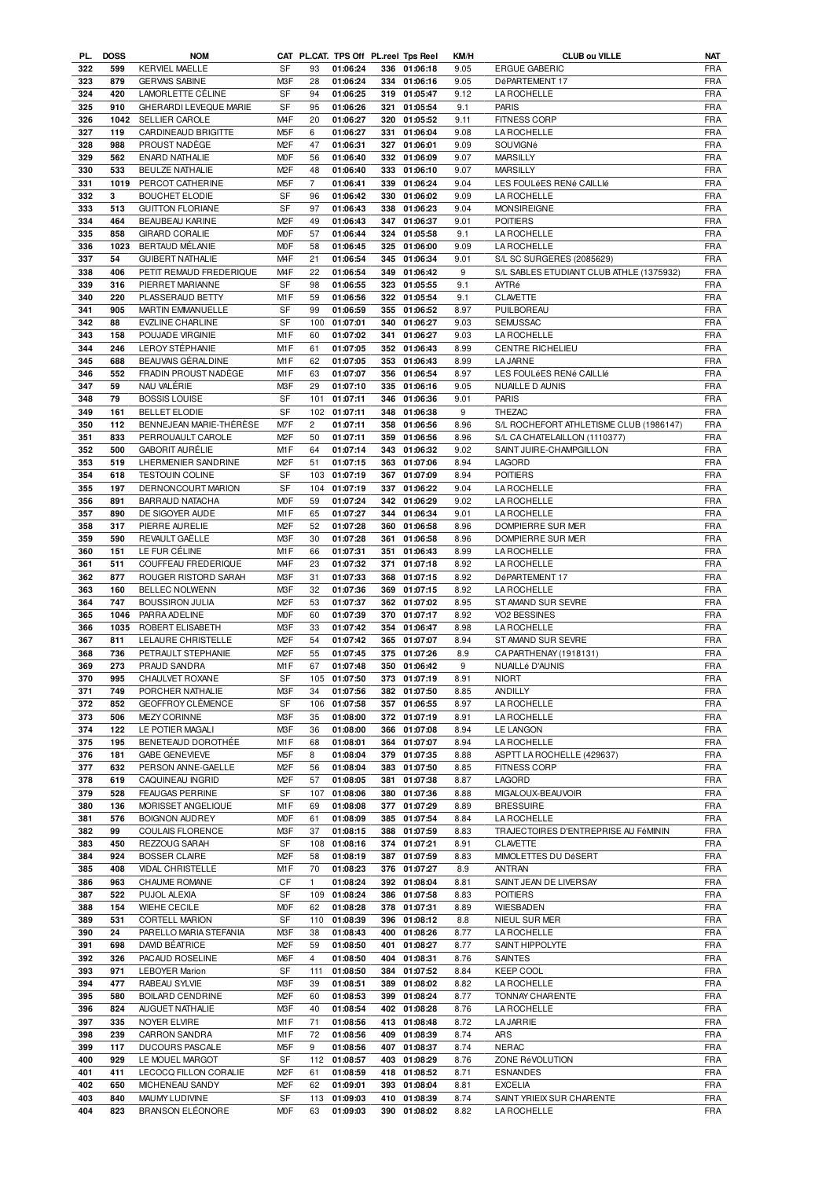| PL. | DOSS | NOM | CAT | PL.CAT. | TPS Off | PL.reel | Tps Reel | KM/H | CLUB ou VILLE | NAT |
|---|---|---|---|---|---|---|---|---|---|---|
| 322 | 599 | KERVIEL MAELLE | SF | 93 | 01:06:24 | 336 | 01:06:18 | 9.05 | ERGUE GABERIC | FRA |
| 323 | 879 | GERVAIS SABINE | M3F | 28 | 01:06:24 | 334 | 01:06:16 | 9.05 | DéPARTEMENT 17 | FRA |
| 324 | 420 | LAMORLETTE CÉLINE | SF | 94 | 01:06:25 | 319 | 01:05:47 | 9.12 | LA ROCHELLE | FRA |
| 325 | 910 | GHERARDI LEVEQUE MARIE | SF | 95 | 01:06:26 | 321 | 01:05:54 | 9.1 | PARIS | FRA |
| 326 | 1042 | SELLIER CAROLE | M4F | 20 | 01:06:27 | 320 | 01:05:52 | 9.11 | FITNESS CORP | FRA |
| 327 | 119 | CARDINEAUD BRIGITTE | M5F | 6 | 01:06:27 | 331 | 01:06:04 | 9.08 | LA ROCHELLE | FRA |
| 328 | 988 | PROUST NADÈGE | M2F | 47 | 01:06:31 | 327 | 01:06:01 | 9.09 | SOUVIGNé | FRA |
| 329 | 562 | ENARD NATHALIE | M0F | 56 | 01:06:40 | 332 | 01:06:09 | 9.07 | MARSILLY | FRA |
| 330 | 533 | BEULZE NATHALIE | M2F | 48 | 01:06:40 | 333 | 01:06:10 | 9.07 | MARSILLY | FRA |
| 331 | 1019 | PERCOT CATHERINE | M5F | 7 | 01:06:41 | 339 | 01:06:24 | 9.04 | LES FOULéES RENé CAILLé | FRA |
| 332 | 3 | BOUCHET ELODIE | SF | 96 | 01:06:42 | 330 | 01:06:02 | 9.09 | LA ROCHELLE | FRA |
| 333 | 513 | GUITTON FLORIANE | SF | 97 | 01:06:43 | 338 | 01:06:23 | 9.04 | MONSIREIGNE | FRA |
| 334 | 464 | BEAUBEAU KARINE | M2F | 49 | 01:06:43 | 347 | 01:06:37 | 9.01 | POITIERS | FRA |
| 335 | 858 | GIRARD CORALIE | M0F | 57 | 01:06:44 | 324 | 01:05:58 | 9.1 | LA ROCHELLE | FRA |
| 336 | 1023 | BERTAUD MÉLANIE | M0F | 58 | 01:06:45 | 325 | 01:06:00 | 9.09 | LA ROCHELLE | FRA |
| 337 | 54 | GUIBERT NATHALIE | M4F | 21 | 01:06:54 | 345 | 01:06:34 | 9.01 | S/L SC SURGERES (2085629) | FRA |
| 338 | 406 | PETIT REMAUD FREDERIQUE | M4F | 22 | 01:06:54 | 349 | 01:06:42 | 9 | S/L SABLES ETUDIANT CLUB ATHLE (1375932) | FRA |
| 339 | 316 | PIERRET MARIANNE | SF | 98 | 01:06:55 | 323 | 01:05:55 | 9.1 | AYTRé | FRA |
| 340 | 220 | PLASSERAUD BETTY | M1F | 59 | 01:06:56 | 322 | 01:05:54 | 9.1 | CLAVETTE | FRA |
| 341 | 905 | MARTIN EMMANUELLE | SF | 99 | 01:06:59 | 355 | 01:06:52 | 8.97 | PUILBOREAU | FRA |
| 342 | 88 | EVZLINE CHARLINE | SF | 100 | 01:07:01 | 340 | 01:06:27 | 9.03 | SEMUSSAC | FRA |
| 343 | 158 | POUJADE VIRGINIE | M1F | 60 | 01:07:02 | 341 | 01:06:27 | 9.03 | LA ROCHELLE | FRA |
| 344 | 246 | LEROY STÉPHANIE | M1F | 61 | 01:07:05 | 352 | 01:06:43 | 8.99 | CENTRE RICHELIEU | FRA |
| 345 | 688 | BEAUVAIS GÉRALDINE | M1F | 62 | 01:07:05 | 353 | 01:06:43 | 8.99 | LA JARNE | FRA |
| 346 | 552 | FRADIN PROUST NADÈGE | M1F | 63 | 01:07:07 | 356 | 01:06:54 | 8.97 | LES FOULéES RENé CAILLé | FRA |
| 347 | 59 | NAU VALÉRIE | M3F | 29 | 01:07:10 | 335 | 01:06:16 | 9.05 | NUAILLE D AUNIS | FRA |
| 348 | 79 | BOSSIS LOUISE | SF | 101 | 01:07:11 | 346 | 01:06:36 | 9.01 | PARIS | FRA |
| 349 | 161 | BELLET ELODIE | SF | 102 | 01:07:11 | 348 | 01:06:38 | 9 | THEZAC | FRA |
| 350 | 112 | BENNEJEAN MARIE-THÉRÈSE | M7F | 2 | 01:07:11 | 358 | 01:06:56 | 8.96 | S/L ROCHEFORT ATHLETISME CLUB (1986147) | FRA |
| 351 | 833 | PERROUAULT CAROLE | M2F | 50 | 01:07:11 | 359 | 01:06:56 | 8.96 | S/L CA CHATELAILLON (1110377) | FRA |
| 352 | 500 | GABORIT AURÉLIE | M1F | 64 | 01:07:14 | 343 | 01:06:32 | 9.02 | SAINT JUIRE-CHAMPGILLON | FRA |
| 353 | 519 | LHERMENIER SANDRINE | M2F | 51 | 01:07:15 | 363 | 01:07:06 | 8.94 | LAGORD | FRA |
| 354 | 618 | TESTOUIN COLINE | SF | 103 | 01:07:19 | 367 | 01:07:09 | 8.94 | POITIERS | FRA |
| 355 | 197 | DERNONCOURT MARION | SF | 104 | 01:07:19 | 337 | 01:06:22 | 9.04 | LA ROCHELLE | FRA |
| 356 | 891 | BARRAUD NATACHA | M0F | 59 | 01:07:24 | 342 | 01:06:29 | 9.02 | LA ROCHELLE | FRA |
| 357 | 890 | DE SIGOYER AUDE | M1F | 65 | 01:07:27 | 344 | 01:06:34 | 9.01 | LA ROCHELLE | FRA |
| 358 | 317 | PIERRE AURELIE | M2F | 52 | 01:07:28 | 360 | 01:06:58 | 8.96 | DOMPIERRE SUR MER | FRA |
| 359 | 590 | REVAULT GAËLLE | M3F | 30 | 01:07:28 | 361 | 01:06:58 | 8.96 | DOMPIERRE SUR MER | FRA |
| 360 | 151 | LE FUR CÉLINE | M1F | 66 | 01:07:31 | 351 | 01:06:43 | 8.99 | LA ROCHELLE | FRA |
| 361 | 511 | COUFFEAU FREDERIQUE | M4F | 23 | 01:07:32 | 371 | 01:07:18 | 8.92 | LA ROCHELLE | FRA |
| 362 | 877 | ROUGER RISTORD SARAH | M3F | 31 | 01:07:33 | 368 | 01:07:15 | 8.92 | DéPARTEMENT 17 | FRA |
| 363 | 160 | BELLEC NOLWENN | M3F | 32 | 01:07:36 | 369 | 01:07:15 | 8.92 | LA ROCHELLE | FRA |
| 364 | 747 | BOUSSIRON JULIA | M2F | 53 | 01:07:37 | 362 | 01:07:02 | 8.95 | ST AMAND SUR SEVRE | FRA |
| 365 | 1046 | PARRA ADELINE | M0F | 60 | 01:07:39 | 370 | 01:07:17 | 8.92 | VO2 BESSINES | FRA |
| 366 | 1035 | ROBERT ELISABETH | M3F | 33 | 01:07:42 | 354 | 01:06:47 | 8.98 | LA ROCHELLE | FRA |
| 367 | 811 | LELAURE CHRISTELLE | M2F | 54 | 01:07:42 | 365 | 01:07:07 | 8.94 | ST AMAND SUR SEVRE | FRA |
| 368 | 736 | PETRAULT STEPHANIE | M2F | 55 | 01:07:45 | 375 | 01:07:26 | 8.9 | CA PARTHENAY (1918131) | FRA |
| 369 | 273 | PRAUD SANDRA | M1F | 67 | 01:07:48 | 350 | 01:06:42 | 9 | NUAILLé D'AUNIS | FRA |
| 370 | 995 | CHAULVET ROXANE | SF | 105 | 01:07:50 | 373 | 01:07:19 | 8.91 | NIORT | FRA |
| 371 | 749 | PORCHER NATHALIE | M3F | 34 | 01:07:56 | 382 | 01:07:50 | 8.85 | ANDILLY | FRA |
| 372 | 852 | GEOFFROY CLÉMENCE | SF | 106 | 01:07:58 | 357 | 01:06:55 | 8.97 | LA ROCHELLE | FRA |
| 373 | 506 | MEZY CORINNE | M3F | 35 | 01:08:00 | 372 | 01:07:19 | 8.91 | LA ROCHELLE | FRA |
| 374 | 122 | LE POTIER MAGALI | M3F | 36 | 01:08:00 | 366 | 01:07:08 | 8.94 | LE LANGON | FRA |
| 375 | 195 | BENETEAUD DOROTHÉE | M1F | 68 | 01:08:01 | 364 | 01:07:07 | 8.94 | LA ROCHELLE | FRA |
| 376 | 181 | GABE GENEVIEVE | M5F | 8 | 01:08:04 | 379 | 01:07:35 | 8.88 | ASPTT LA ROCHELLE (429637) | FRA |
| 377 | 632 | PERSON ANNE-GAELLE | M2F | 56 | 01:08:04 | 383 | 01:07:50 | 8.85 | FITNESS CORP | FRA |
| 378 | 619 | CAQUINEAU INGRID | M2F | 57 | 01:08:05 | 381 | 01:07:38 | 8.87 | LAGORD | FRA |
| 379 | 528 | FEAUGAS PERRINE | SF | 107 | 01:08:06 | 380 | 01:07:36 | 8.88 | MIGALOUX-BEAUVOIR | FRA |
| 380 | 136 | MORISSET ANGELIQUE | M1F | 69 | 01:08:08 | 377 | 01:07:29 | 8.89 | BRESSUIRE | FRA |
| 381 | 576 | BOIGNON AUDREY | M0F | 61 | 01:08:09 | 385 | 01:07:54 | 8.84 | LA ROCHELLE | FRA |
| 382 | 99 | COULAIS FLORENCE | M3F | 37 | 01:08:15 | 388 | 01:07:59 | 8.83 | TRAJECTOIRES D'ENTREPRISE AU FéMININ | FRA |
| 383 | 450 | REZZOUG SARAH | SF | 108 | 01:08:16 | 374 | 01:07:21 | 8.91 | CLAVETTE | FRA |
| 384 | 924 | BOSSER CLAIRE | M2F | 58 | 01:08:19 | 387 | 01:07:59 | 8.83 | MIMOLETTES DU DéSERT | FRA |
| 385 | 408 | VIDAL CHRISTELLE | M1F | 70 | 01:08:23 | 376 | 01:07:27 | 8.9 | ANTRAN | FRA |
| 386 | 963 | CHAUME ROMANE | CF | 1 | 01:08:24 | 392 | 01:08:04 | 8.81 | SAINT JEAN DE LIVERSAY | FRA |
| 387 | 522 | PUJOL ALEXIA | SF | 109 | 01:08:24 | 386 | 01:07:58 | 8.83 | POITIERS | FRA |
| 388 | 154 | WIEHE CECILE | M0F | 62 | 01:08:28 | 378 | 01:07:31 | 8.89 | WIESBADEN | FRA |
| 389 | 531 | CORTELL MARION | SF | 110 | 01:08:39 | 396 | 01:08:12 | 8.8 | NIEUL SUR MER | FRA |
| 390 | 24 | PARELLO MARIA STEFANIA | M3F | 38 | 01:08:43 | 400 | 01:08:26 | 8.77 | LA ROCHELLE | FRA |
| 391 | 698 | DAVID BÉATRICE | M2F | 59 | 01:08:50 | 401 | 01:08:27 | 8.77 | SAINT HIPPOLYTE | FRA |
| 392 | 326 | PACAUD ROSELINE | M6F | 4 | 01:08:50 | 404 | 01:08:31 | 8.76 | SAINTES | FRA |
| 393 | 971 | LEBOYER Marion | SF | 111 | 01:08:50 | 384 | 01:07:52 | 8.84 | KEEP COOL | FRA |
| 394 | 477 | RABEAU SYLVIE | M3F | 39 | 01:08:51 | 389 | 01:08:02 | 8.82 | LA ROCHELLE | FRA |
| 395 | 580 | BOILARD CENDRINE | M2F | 60 | 01:08:53 | 399 | 01:08:24 | 8.77 | TONNAY CHARENTE | FRA |
| 396 | 824 | AUGUET NATHALIE | M3F | 40 | 01:08:54 | 402 | 01:08:28 | 8.76 | LA ROCHELLE | FRA |
| 397 | 335 | NOYER ELVIRE | M1F | 71 | 01:08:56 | 413 | 01:08:48 | 8.72 | LA JARRIE | FRA |
| 398 | 239 | CARRON SANDRA | M1F | 72 | 01:08:56 | 409 | 01:08:39 | 8.74 | ARS | FRA |
| 399 | 117 | DUCOURS PASCALE | M5F | 9 | 01:08:56 | 407 | 01:08:37 | 8.74 | NERAC | FRA |
| 400 | 929 | LE MOUEL MARGOT | SF | 112 | 01:08:57 | 403 | 01:08:29 | 8.76 | ZONE RéVOLUTION | FRA |
| 401 | 411 | LECOCQ FILLON CORALIE | M2F | 61 | 01:08:59 | 418 | 01:08:52 | 8.71 | ESNANDES | FRA |
| 402 | 650 | MICHENEAU SANDY | M2F | 62 | 01:09:01 | 393 | 01:08:04 | 8.81 | EXCELIA | FRA |
| 403 | 840 | MAUMY LUDIVINE | SF | 113 | 01:09:03 | 410 | 01:08:39 | 8.74 | SAINT YRIEIX SUR CHARENTE | FRA |
| 404 | 823 | BRANSON ELÉONORE | M0F | 63 | 01:09:03 | 390 | 01:08:02 | 8.82 | LA ROCHELLE | FRA |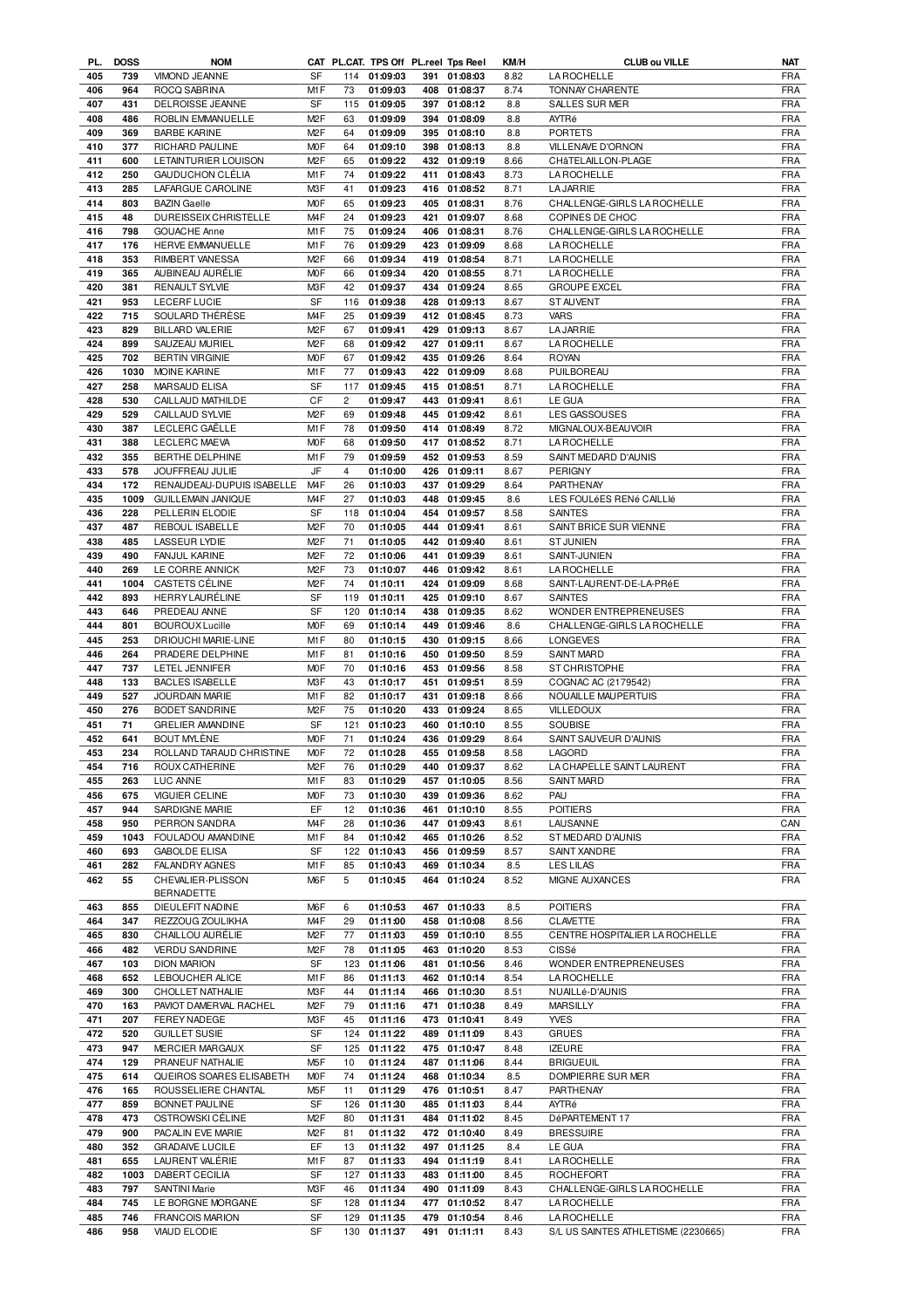| PL. | DOSS | NOM | CAT | PL.CAT. | TPS Off | PL.reel | Tps Reel | KM/H | CLUB ou VILLE | NAT |
|---|---|---|---|---|---|---|---|---|---|---|
| 405 | 739 | VIMOND JEANNE | SF | 114 | 01:09:03 | 391 | 01:08:03 | 8.82 | LA ROCHELLE | FRA |
| 406 | 964 | ROCQ SABRINA | M1F | 73 | 01:09:03 | 408 | 01:08:37 | 8.74 | TONNAY CHARENTE | FRA |
| 407 | 431 | DELROISSE JEANNE | SF | 115 | 01:09:05 | 397 | 01:08:12 | 8.8 | SALLES SUR MER | FRA |
| 408 | 486 | ROBLIN EMMANUELLE | M2F | 63 | 01:09:09 | 394 | 01:08:09 | 8.8 | AYTRé | FRA |
| 409 | 369 | BARBE KARINE | M2F | 64 | 01:09:09 | 395 | 01:08:10 | 8.8 | PORTETS | FRA |
| 410 | 377 | RICHARD PAULINE | M0F | 64 | 01:09:10 | 398 | 01:08:13 | 8.8 | VILLENAVE D'ORNON | FRA |
| 411 | 600 | LETAINTURIER LOUISON | M2F | 65 | 01:09:22 | 432 | 01:09:19 | 8.66 | CHâTELAILLON-PLAGE | FRA |
| 412 | 250 | GAUDUCHON CLÉLIA | M1F | 74 | 01:09:22 | 411 | 01:08:43 | 8.73 | LA ROCHELLE | FRA |
| 413 | 285 | LAFARGUE CAROLINE | M3F | 41 | 01:09:23 | 416 | 01:08:52 | 8.71 | LA JARRIE | FRA |
| 414 | 803 | BAZIN Gaelle | M0F | 65 | 01:09:23 | 405 | 01:08:31 | 8.76 | CHALLENGE-GIRLS LA ROCHELLE | FRA |
| 415 | 48 | DUREISSEIX CHRISTELLE | M4F | 24 | 01:09:23 | 421 | 01:09:07 | 8.68 | COPINES DE CHOC | FRA |
| 416 | 798 | GOUACHE Anne | M1F | 75 | 01:09:24 | 406 | 01:08:31 | 8.76 | CHALLENGE-GIRLS LA ROCHELLE | FRA |
| 417 | 176 | HERVE EMMANUELLE | M1F | 76 | 01:09:29 | 423 | 01:09:09 | 8.68 | LA ROCHELLE | FRA |
| 418 | 353 | RIMBERT VANESSA | M2F | 66 | 01:09:34 | 419 | 01:08:54 | 8.71 | LA ROCHELLE | FRA |
| 419 | 365 | AUBINEAU AURÉLIE | M0F | 66 | 01:09:34 | 420 | 01:08:55 | 8.71 | LA ROCHELLE | FRA |
| 420 | 381 | RENAULT SYLVIE | M3F | 42 | 01:09:37 | 434 | 01:09:24 | 8.65 | GROUPE EXCEL | FRA |
| 421 | 953 | LECERF LUCIE | SF | 116 | 01:09:38 | 428 | 01:09:13 | 8.67 | ST AUVENT | FRA |
| 422 | 715 | SOULARD THÉRÈSE | M4F | 25 | 01:09:39 | 412 | 01:08:45 | 8.73 | VARS | FRA |
| 423 | 829 | BILLARD VALERIE | M2F | 67 | 01:09:41 | 429 | 01:09:13 | 8.67 | LA JARRIE | FRA |
| 424 | 899 | SAUZEAU MURIEL | M2F | 68 | 01:09:42 | 427 | 01:09:11 | 8.67 | LA ROCHELLE | FRA |
| 425 | 702 | BERTIN VIRGINIE | M0F | 67 | 01:09:42 | 435 | 01:09:26 | 8.64 | ROYAN | FRA |
| 426 | 1030 | MOINE KARINE | M1F | 77 | 01:09:43 | 422 | 01:09:09 | 8.68 | PUILBOREAU | FRA |
| 427 | 258 | MARSAUD ELISA | SF | 117 | 01:09:45 | 415 | 01:08:51 | 8.71 | LA ROCHELLE | FRA |
| 428 | 530 | CAILLAUD MATHILDE | CF | 2 | 01:09:47 | 443 | 01:09:41 | 8.61 | LE GUA | FRA |
| 429 | 529 | CAILLAUD SYLVIE | M2F | 69 | 01:09:48 | 445 | 01:09:42 | 8.61 | LES GASSOUSES | FRA |
| 430 | 387 | LECLERC GAËLLE | M1F | 78 | 01:09:50 | 414 | 01:08:49 | 8.72 | MIGNALOUX-BEAUVOIR | FRA |
| 431 | 388 | LECLERC MAEVA | M0F | 68 | 01:09:50 | 417 | 01:08:52 | 8.71 | LA ROCHELLE | FRA |
| 432 | 355 | BERTHE DELPHINE | M1F | 79 | 01:09:59 | 452 | 01:09:53 | 8.59 | SAINT MEDARD D'AUNIS | FRA |
| 433 | 578 | JOUFFREAU JULIE | JF | 4 | 01:10:00 | 426 | 01:09:11 | 8.67 | PERIGNY | FRA |
| 434 | 172 | RENAUDEAU-DUPUIS ISABELLE | M4F | 26 | 01:10:03 | 437 | 01:09:29 | 8.64 | PARTHENAY | FRA |
| 435 | 1009 | GUILLEMAIN JANIQUE | M4F | 27 | 01:10:03 | 448 | 01:09:45 | 8.6 | LES FOULéES RENé CAILLIé | FRA |
| 436 | 228 | PELLERIN ELODIE | SF | 118 | 01:10:04 | 454 | 01:09:57 | 8.58 | SAINTES | FRA |
| 437 | 487 | REBOUL ISABELLE | M2F | 70 | 01:10:05 | 444 | 01:09:41 | 8.61 | SAINT BRICE SUR VIENNE | FRA |
| 438 | 485 | LASSEUR LYDIE | M2F | 71 | 01:10:05 | 442 | 01:09:40 | 8.61 | ST JUNIEN | FRA |
| 439 | 490 | FANJUL KARINE | M2F | 72 | 01:10:06 | 441 | 01:09:39 | 8.61 | SAINT-JUNIEN | FRA |
| 440 | 269 | LE CORRE ANNICK | M2F | 73 | 01:10:07 | 446 | 01:09:42 | 8.61 | LA ROCHELLE | FRA |
| 441 | 1004 | CASTETS CÉLINE | M2F | 74 | 01:10:11 | 424 | 01:09:09 | 8.68 | SAINT-LAURENT-DE-LA-PRéE | FRA |
| 442 | 893 | HERRY LAURÉLINE | SF | 119 | 01:10:11 | 425 | 01:09:10 | 8.67 | SAINTES | FRA |
| 443 | 646 | PREDEAU ANNE | SF | 120 | 01:10:14 | 438 | 01:09:35 | 8.62 | WONDER ENTREPRENEUSES | FRA |
| 444 | 801 | BOUROUX Lucille | M0F | 69 | 01:10:14 | 449 | 01:09:46 | 8.6 | CHALLENGE-GIRLS LA ROCHELLE | FRA |
| 445 | 253 | DRIOUCHI MARIE-LINE | M1F | 80 | 01:10:15 | 430 | 01:09:15 | 8.66 | LONGEVES | FRA |
| 446 | 264 | PRADERE DELPHINE | M1F | 81 | 01:10:16 | 450 | 01:09:50 | 8.59 | SAINT MARD | FRA |
| 447 | 737 | LETEL JENNIFER | M0F | 70 | 01:10:16 | 453 | 01:09:56 | 8.58 | ST CHRISTOPHE | FRA |
| 448 | 133 | BACLES ISABELLE | M3F | 43 | 01:10:17 | 451 | 01:09:51 | 8.59 | COGNAC AC (2179542) | FRA |
| 449 | 527 | JOURDAIN MARIE | M1F | 82 | 01:10:17 | 431 | 01:09:18 | 8.66 | NOUAILLE MAUPERTUIS | FRA |
| 450 | 276 | BODET SANDRINE | M2F | 75 | 01:10:20 | 433 | 01:09:24 | 8.65 | VILLEDOUX | FRA |
| 451 | 71 | GRELIER AMANDINE | SF | 121 | 01:10:23 | 460 | 01:10:10 | 8.55 | SOUBISE | FRA |
| 452 | 641 | BOUT MYLÈNE | M0F | 71 | 01:10:24 | 436 | 01:09:29 | 8.64 | SAINT SAUVEUR D'AUNIS | FRA |
| 453 | 234 | ROLLAND TARAUD CHRISTINE | M0F | 72 | 01:10:28 | 455 | 01:09:58 | 8.58 | LAGORD | FRA |
| 454 | 716 | ROUX CATHERINE | M2F | 76 | 01:10:29 | 440 | 01:09:37 | 8.62 | LA CHAPELLE SAINT LAURENT | FRA |
| 455 | 263 | LUC ANNE | M1F | 83 | 01:10:29 | 457 | 01:10:05 | 8.56 | SAINT MARD | FRA |
| 456 | 675 | VIGUIER CELINE | M0F | 73 | 01:10:30 | 439 | 01:09:36 | 8.62 | PAU | FRA |
| 457 | 944 | SARDIGNE MARIE | EF | 12 | 01:10:36 | 461 | 01:10:10 | 8.55 | POITIERS | FRA |
| 458 | 950 | PERRON SANDRA | M4F | 28 | 01:10:36 | 447 | 01:09:43 | 8.61 | LAUSANNE | CAN |
| 459 | 1043 | FOULADOU AMANDINE | M1F | 84 | 01:10:42 | 465 | 01:10:26 | 8.52 | ST MEDARD D'AUNIS | FRA |
| 460 | 693 | GABOLDE ELISA | SF | 122 | 01:10:43 | 456 | 01:09:59 | 8.57 | SAINT XANDRE | FRA |
| 461 | 282 | FALANDRY AGNES | M1F | 85 | 01:10:43 | 469 | 01:10:34 | 8.5 | LES LILAS | FRA |
| 462 | 55 | CHEVALIER-PLISSON BERNADETTE | M6F | 5 | 01:10:45 | 464 | 01:10:24 | 8.52 | MIGNE AUXANCES | FRA |
| 463 | 855 | DIEULEFIT NADINE | M6F | 6 | 01:10:53 | 467 | 01:10:33 | 8.5 | POITIERS | FRA |
| 464 | 347 | REZZOUG ZOULIKHA | M4F | 29 | 01:11:00 | 458 | 01:10:08 | 8.56 | CLAVETTE | FRA |
| 465 | 830 | CHAILLOU AURÉLIE | M2F | 77 | 01:11:03 | 459 | 01:10:10 | 8.55 | CENTRE HOSPITALIER LA ROCHELLE | FRA |
| 466 | 482 | VERDU SANDRINE | M2F | 78 | 01:11:05 | 463 | 01:10:20 | 8.53 | CISSé | FRA |
| 467 | 103 | DION MARION | SF | 123 | 01:11:06 | 481 | 01:10:56 | 8.46 | WONDER ENTREPRENEUSES | FRA |
| 468 | 652 | LEBOUCHER ALICE | M1F | 86 | 01:11:13 | 462 | 01:10:14 | 8.54 | LA ROCHELLE | FRA |
| 469 | 300 | CHOLLET NATHALIE | M3F | 44 | 01:11:14 | 466 | 01:10:30 | 8.51 | NUAILLé-D'AUNIS | FRA |
| 470 | 163 | PAVIOT DAMERVAL RACHEL | M2F | 79 | 01:11:16 | 471 | 01:10:38 | 8.49 | MARSILLY | FRA |
| 471 | 207 | FEREY NADEGE | M3F | 45 | 01:11:16 | 473 | 01:10:41 | 8.49 | YVES | FRA |
| 472 | 520 | GUILLET SUSIE | SF | 124 | 01:11:22 | 489 | 01:11:09 | 8.43 | GRUES | FRA |
| 473 | 947 | MERCIER MARGAUX | SF | 125 | 01:11:22 | 475 | 01:10:47 | 8.48 | IZEURE | FRA |
| 474 | 129 | PRANEUF NATHALIE | M5F | 10 | 01:11:24 | 487 | 01:11:06 | 8.44 | BRIGUEUIL | FRA |
| 475 | 614 | QUEIROS SOARES ELISABETH | M0F | 74 | 01:11:24 | 468 | 01:10:34 | 8.5 | DOMPIERRE SUR MER | FRA |
| 476 | 165 | ROUSSELIERE CHANTAL | M5F | 11 | 01:11:29 | 476 | 01:10:51 | 8.47 | PARTHENAY | FRA |
| 477 | 859 | BONNET PAULINE | SF | 126 | 01:11:30 | 485 | 01:11:03 | 8.44 | AYTRé | FRA |
| 478 | 473 | OSTROWSKI CÉLINE | M2F | 80 | 01:11:31 | 484 | 01:11:02 | 8.45 | DéPARTEMENT 17 | FRA |
| 479 | 900 | PACALIN EVE MARIE | M2F | 81 | 01:11:32 | 472 | 01:10:40 | 8.49 | BRESSUIRE | FRA |
| 480 | 352 | GRADAIVE LUCILE | EF | 13 | 01:11:32 | 497 | 01:11:25 | 8.4 | LE GUA | FRA |
| 481 | 655 | LAURENT VALÉRIE | M1F | 87 | 01:11:33 | 494 | 01:11:19 | 8.41 | LA ROCHELLE | FRA |
| 482 | 1003 | DABERT CECILIA | SF | 127 | 01:11:33 | 483 | 01:11:00 | 8.45 | ROCHEFORT | FRA |
| 483 | 797 | SANTINI Marie | M3F | 46 | 01:11:34 | 490 | 01:11:09 | 8.43 | CHALLENGE-GIRLS LA ROCHELLE | FRA |
| 484 | 745 | LE BORGNE MORGANE | SF | 128 | 01:11:34 | 477 | 01:10:52 | 8.47 | LA ROCHELLE | FRA |
| 485 | 746 | FRANCOIS MARION | SF | 129 | 01:11:35 | 479 | 01:10:54 | 8.46 | LA ROCHELLE | FRA |
| 486 | 958 | VIAUD ELODIE | SF | 130 | 01:11:37 | 491 | 01:11:11 | 8.43 | S/L US SAINTES ATHLETISME (2230665) | FRA |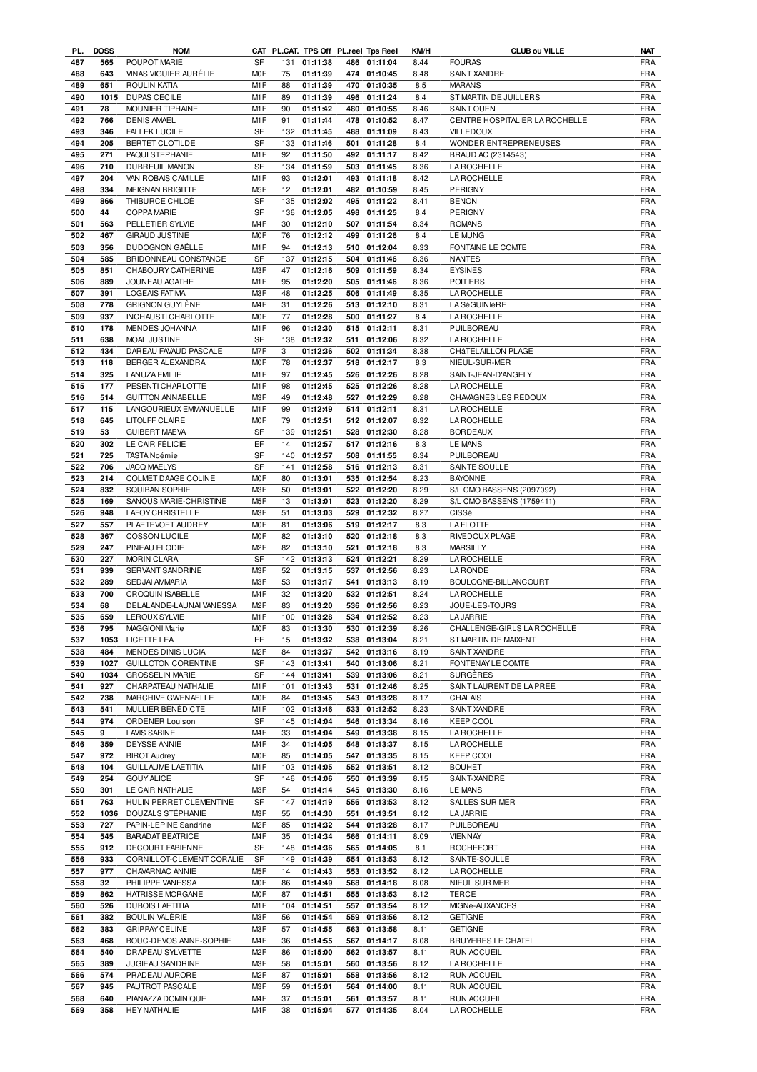| PL. | DOSS | NOM | CAT | PL.CAT. | TPS Off | PL.reel | Tps Reel | KM/H | CLUB ou VILLE | NAT |
|---|---|---|---|---|---|---|---|---|---|---|
| 487 | 565 | POUPOT MARIE | SF | 131 | 01:11:38 | 486 | 01:11:04 | 8.44 | FOURAS | FRA |
| 488 | 643 | VINAS VIGUIER AURÉLIE | M0F | 75 | 01:11:39 | 474 | 01:10:45 | 8.48 | SAINT XANDRE | FRA |
| 489 | 651 | ROULIN KATIA | M1F | 88 | 01:11:39 | 470 | 01:10:35 | 8.5 | MARANS | FRA |
| 490 | 1015 | DUPAS CECILE | M1F | 89 | 01:11:39 | 496 | 01:11:24 | 8.4 | ST MARTIN DE JUILLERS | FRA |
| 491 | 78 | MOUNIER TIPHAINE | M1F | 90 | 01:11:42 | 480 | 01:10:55 | 8.46 | SAINT OUEN | FRA |
| 492 | 766 | DENIS AMAEL | M1F | 91 | 01:11:44 | 478 | 01:10:52 | 8.47 | CENTRE HOSPITALIER LA ROCHELLE | FRA |
| 493 | 346 | FALLEK LUCILE | SF | 132 | 01:11:45 | 488 | 01:11:09 | 8.43 | VILLEDOUX | FRA |
| 494 | 205 | BERTET CLOTILDE | SF | 133 | 01:11:46 | 501 | 01:11:28 | 8.4 | WONDER ENTREPRENEUSES | FRA |
| 495 | 271 | PAQUI STEPHANIE | M1F | 92 | 01:11:50 | 492 | 01:11:17 | 8.42 | BRAUD AC (2314543) | FRA |
| 496 | 710 | DUBREUIL MANON | SF | 134 | 01:11:59 | 503 | 01:11:45 | 8.36 | LA ROCHELLE | FRA |
| 497 | 204 | VAN ROBAIS CAMILLE | M1F | 93 | 01:12:01 | 493 | 01:11:18 | 8.42 | LA ROCHELLE | FRA |
| 498 | 334 | MEIGNAN BRIGITTE | M5F | 12 | 01:12:01 | 482 | 01:10:59 | 8.45 | PERIGNY | FRA |
| 499 | 866 | THIBURCE CHLOÉ | SF | 135 | 01:12:02 | 495 | 01:11:22 | 8.41 | BENON | FRA |
| 500 | 44 | COPPA MARIE | SF | 136 | 01:12:05 | 498 | 01:11:25 | 8.4 | PERIGNY | FRA |
| 501 | 563 | PELLETIER SYLVIE | M4F | 30 | 01:12:10 | 507 | 01:11:54 | 8.34 | ROMANS | FRA |
| 502 | 467 | GIRAUD JUSTINE | M0F | 76 | 01:12:12 | 499 | 01:11:26 | 8.4 | LE MUNG | FRA |
| 503 | 356 | DUDOGNON GAËLLE | M1F | 94 | 01:12:13 | 510 | 01:12:04 | 8.33 | FONTAINE LE COMTE | FRA |
| 504 | 585 | BRIDONNEAU CONSTANCE | SF | 137 | 01:12:15 | 504 | 01:11:46 | 8.36 | NANTES | FRA |
| 505 | 851 | CHABOURY CATHERINE | M3F | 47 | 01:12:16 | 509 | 01:11:59 | 8.34 | EYSINES | FRA |
| 506 | 889 | JOUNEAU AGATHE | M1F | 95 | 01:12:20 | 505 | 01:11:46 | 8.36 | POITIERS | FRA |
| 507 | 391 | LOGEAIS FATIMA | M3F | 48 | 01:12:25 | 506 | 01:11:49 | 8.35 | LA ROCHELLE | FRA |
| 508 | 778 | GRIGNON GUYLÈNE | M4F | 31 | 01:12:26 | 513 | 01:12:10 | 8.31 | LA SéGUINIèRE | FRA |
| 509 | 937 | INCHAUSTI CHARLOTTE | M0F | 77 | 01:12:28 | 500 | 01:11:27 | 8.4 | LA ROCHELLE | FRA |
| 510 | 178 | MENDES JOHANNA | M1F | 96 | 01:12:30 | 515 | 01:12:11 | 8.31 | PUILBOREAU | FRA |
| 511 | 638 | MOAL JUSTINE | SF | 138 | 01:12:32 | 511 | 01:12:06 | 8.32 | LA ROCHELLE | FRA |
| 512 | 434 | DAREAU FAVAUD PASCALE | M7F | 3 | 01:12:36 | 502 | 01:11:34 | 8.38 | CHâTELAILLON PLAGE | FRA |
| 513 | 118 | BERGER ALEXANDRA | M0F | 78 | 01:12:37 | 518 | 01:12:17 | 8.3 | NIEUL-SUR-MER | FRA |
| 514 | 325 | LANUZA EMILIE | M1F | 97 | 01:12:45 | 526 | 01:12:26 | 8.28 | SAINT-JEAN-D'ANGELY | FRA |
| 515 | 177 | PESENTI CHARLOTTE | M1F | 98 | 01:12:45 | 525 | 01:12:26 | 8.28 | LA ROCHELLE | FRA |
| 516 | 514 | GUITTON ANNABELLE | M3F | 49 | 01:12:48 | 527 | 01:12:29 | 8.28 | CHAVAGNES LES REDOUX | FRA |
| 517 | 115 | LANGOURIEUX EMMANUELLE | M1F | 99 | 01:12:49 | 514 | 01:12:11 | 8.31 | LA ROCHELLE | FRA |
| 518 | 645 | LITOLFF CLAIRE | M0F | 79 | 01:12:51 | 512 | 01:12:07 | 8.32 | LA ROCHELLE | FRA |
| 519 | 53 | GUIBERT MAEVA | SF | 139 | 01:12:51 | 528 | 01:12:30 | 8.28 | BORDEAUX | FRA |
| 520 | 302 | LE CAIR FÉLICIE | EF | 14 | 01:12:57 | 517 | 01:12:16 | 8.3 | LE MANS | FRA |
| 521 | 725 | TASTA Noémie | SF | 140 | 01:12:57 | 508 | 01:11:55 | 8.34 | PUILBOREAU | FRA |
| 522 | 706 | JACQ MAELYS | SF | 141 | 01:12:58 | 516 | 01:12:13 | 8.31 | SAINTE SOULLE | FRA |
| 523 | 214 | COLMET DAAGE COLINE | M0F | 80 | 01:13:01 | 535 | 01:12:54 | 8.23 | BAYONNE | FRA |
| 524 | 832 | SQUIBAN SOPHIE | M3F | 50 | 01:13:01 | 522 | 01:12:20 | 8.29 | S/L CMO BASSENS (2097092) | FRA |
| 525 | 169 | SANOUS MARIE-CHRISTINE | M5F | 13 | 01:13:01 | 523 | 01:12:20 | 8.29 | S/L CMO BASSENS (1759411) | FRA |
| 526 | 948 | LAFOY CHRISTELLE | M3F | 51 | 01:13:03 | 529 | 01:12:32 | 8.27 | CISSé | FRA |
| 527 | 557 | PLAETEVOET AUDREY | M0F | 81 | 01:13:06 | 519 | 01:12:17 | 8.3 | LA FLOTTE | FRA |
| 528 | 367 | COSSON LUCILE | M0F | 82 | 01:13:10 | 520 | 01:12:18 | 8.3 | RIVEDOUX PLAGE | FRA |
| 529 | 247 | PINEAU ELODIE | M2F | 82 | 01:13:10 | 521 | 01:12:18 | 8.3 | MARSILLY | FRA |
| 530 | 227 | MORIN CLARA | SF | 142 | 01:13:13 | 524 | 01:12:21 | 8.29 | LA ROCHELLE | FRA |
| 531 | 939 | SERVANT SANDRINE | M3F | 52 | 01:13:15 | 537 | 01:12:56 | 8.23 | LA RONDE | FRA |
| 532 | 289 | SEDJAI AMMARIA | M3F | 53 | 01:13:17 | 541 | 01:13:13 | 8.19 | BOULOGNE-BILLANCOURT | FRA |
| 533 | 700 | CROQUIN ISABELLE | M4F | 32 | 01:13:20 | 532 | 01:12:51 | 8.24 | LA ROCHELLE | FRA |
| 534 | 68 | DELALANDE-LAUNAI VANESSA | M2F | 83 | 01:13:20 | 536 | 01:12:56 | 8.23 | JOUE-LES-TOURS | FRA |
| 535 | 659 | LEROUX SYLVIE | M1F | 100 | 01:13:28 | 534 | 01:12:52 | 8.23 | LA JARRIE | FRA |
| 536 | 795 | MAGGIONI Marie | M0F | 83 | 01:13:30 | 530 | 01:12:39 | 8.26 | CHALLENGE-GIRLS LA ROCHELLE | FRA |
| 537 | 1053 | LICETTE LEA | EF | 15 | 01:13:32 | 538 | 01:13:04 | 8.21 | ST MARTIN DE MAIXENT | FRA |
| 538 | 484 | MENDES DINIS LUCIA | M2F | 84 | 01:13:37 | 542 | 01:13:16 | 8.19 | SAINT XANDRE | FRA |
| 539 | 1027 | GUILLOTON CORENTINE | SF | 143 | 01:13:41 | 540 | 01:13:06 | 8.21 | FONTENAY LE COMTE | FRA |
| 540 | 1034 | GROSSELIN MARIE | SF | 144 | 01:13:41 | 539 | 01:13:06 | 8.21 | SURGÈRES | FRA |
| 541 | 927 | CHARPATEAU NATHALIE | M1F | 101 | 01:13:43 | 531 | 01:12:46 | 8.25 | SAINT LAURENT DE LA PREE | FRA |
| 542 | 738 | MARCHIVE GWENAELLE | M0F | 84 | 01:13:45 | 543 | 01:13:28 | 8.17 | CHALAIS | FRA |
| 543 | 541 | MULLIER BÉNÉDICTE | M1F | 102 | 01:13:46 | 533 | 01:12:52 | 8.23 | SAINT XANDRE | FRA |
| 544 | 974 | ORDENER Louison | SF | 145 | 01:14:04 | 546 | 01:13:34 | 8.16 | KEEP COOL | FRA |
| 545 | 9 | LAVIS SABINE | M4F | 33 | 01:14:04 | 549 | 01:13:38 | 8.15 | LA ROCHELLE | FRA |
| 546 | 359 | DEYSSE ANNIE | M4F | 34 | 01:14:05 | 548 | 01:13:37 | 8.15 | LA ROCHELLE | FRA |
| 547 | 972 | BIROT Audrey | M0F | 85 | 01:14:05 | 547 | 01:13:35 | 8.15 | KEEP COOL | FRA |
| 548 | 104 | GUILLAUME LAETITIA | M1F | 103 | 01:14:05 | 552 | 01:13:51 | 8.12 | BOUHET | FRA |
| 549 | 254 | GOUY ALICE | SF | 146 | 01:14:06 | 550 | 01:13:39 | 8.15 | SAINT-XANDRE | FRA |
| 550 | 301 | LE CAIR NATHALIE | M3F | 54 | 01:14:14 | 545 | 01:13:30 | 8.16 | LE MANS | FRA |
| 551 | 763 | HULIN PERRET CLEMENTINE | SF | 147 | 01:14:19 | 556 | 01:13:53 | 8.12 | SALLES SUR MER | FRA |
| 552 | 1036 | DOUZALS STÉPHANIE | M3F | 55 | 01:14:30 | 551 | 01:13:51 | 8.12 | LA JARRIE | FRA |
| 553 | 727 | PAPIN-LEPINE Sandrine | M2F | 85 | 01:14:32 | 544 | 01:13:28 | 8.17 | PUILBOREAU | FRA |
| 554 | 545 | BARADAT BEATRICE | M4F | 35 | 01:14:34 | 566 | 01:14:11 | 8.09 | VIENNAY | FRA |
| 555 | 912 | DECOURT FABIENNE | SF | 148 | 01:14:36 | 565 | 01:14:05 | 8.1 | ROCHEFORT | FRA |
| 556 | 933 | CORNILLOT-CLEMENT CORALIE | SF | 149 | 01:14:39 | 554 | 01:13:53 | 8.12 | SAINTE-SOULLE | FRA |
| 557 | 977 | CHAVARNAC ANNIE | M5F | 14 | 01:14:43 | 553 | 01:13:52 | 8.12 | LA ROCHELLE | FRA |
| 558 | 32 | PHILIPPE VANESSA | M0F | 86 | 01:14:49 | 568 | 01:14:18 | 8.08 | NIEUL SUR MER | FRA |
| 559 | 862 | HATRISSE MORGANE | M0F | 87 | 01:14:51 | 555 | 01:13:53 | 8.12 | TERCE | FRA |
| 560 | 526 | DUBOIS LAETITIA | M1F | 104 | 01:14:51 | 557 | 01:13:54 | 8.12 | MIGNé-AUXANCES | FRA |
| 561 | 382 | BOULIN VALÉRIE | M3F | 56 | 01:14:54 | 559 | 01:13:56 | 8.12 | GETIGNE | FRA |
| 562 | 383 | GRIPPAY CELINE | M3F | 57 | 01:14:55 | 563 | 01:13:58 | 8.11 | GETIGNE | FRA |
| 563 | 468 | BOUC-DEVOS ANNE-SOPHIE | M4F | 36 | 01:14:55 | 567 | 01:14:17 | 8.08 | BRUYERES LE CHATEL | FRA |
| 564 | 540 | DRAPEAU SYLVETTE | M2F | 86 | 01:15:00 | 562 | 01:13:57 | 8.11 | RUN ACCUEIL | FRA |
| 565 | 389 | JUGIEAU SANDRINE | M3F | 58 | 01:15:01 | 560 | 01:13:56 | 8.12 | LA ROCHELLE | FRA |
| 566 | 574 | PRADEAU AURORE | M2F | 87 | 01:15:01 | 558 | 01:13:56 | 8.12 | RUN ACCUEIL | FRA |
| 567 | 945 | PAUTROT PASCALE | M3F | 59 | 01:15:01 | 564 | 01:14:00 | 8.11 | RUN ACCUEIL | FRA |
| 568 | 640 | PIANAZZA DOMINIQUE | M4F | 37 | 01:15:01 | 561 | 01:13:57 | 8.11 | RUN ACCUEIL | FRA |
| 569 | 358 | HEY NATHALIE | M4F | 38 | 01:15:04 | 577 | 01:14:35 | 8.04 | LA ROCHELLE | FRA |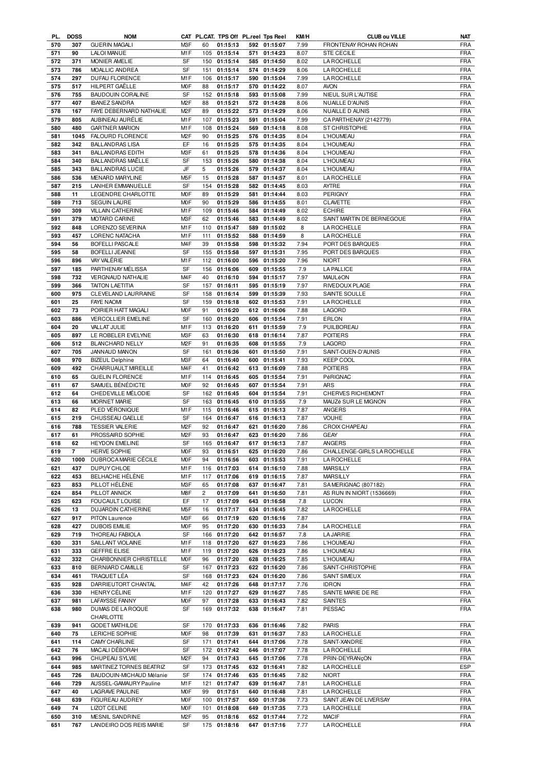| PL. | DOSS | NOM | CAT | PL.CAT. | TPS Off | PL.reel | Tps Reel | KM/H | CLUB ou VILLE | NAT |
|---|---|---|---|---|---|---|---|---|---|---|
| 570 | 307 | GUERIN MAGALI | M3F | 60 | 01:15:13 | 592 | 01:15:07 | 7.99 | FRONTENAY ROHAN ROHAN | FRA |
| 571 | 90 | LALOI MANUE | M1F | 105 | 01:15:14 | 571 | 01:14:23 | 8.07 | STE CECILE | FRA |
| 572 | 371 | MONIER AMELIE | SF | 150 | 01:15:14 | 585 | 01:14:50 | 8.02 | LA ROCHELLE | FRA |
| 573 | 786 | MOALLIC ANDREA | SF | 151 | 01:15:14 | 574 | 01:14:29 | 8.06 | LA ROCHELLE | FRA |
| 574 | 297 | DUFAU FLORENCE | M1F | 106 | 01:15:17 | 590 | 01:15:04 | 7.99 | LA ROCHELLE | FRA |
| 575 | 517 | HILPERT GAËLLE | M0F | 88 | 01:15:17 | 570 | 01:14:22 | 8.07 | AVON | FRA |
| 576 | 755 | BAUDOUIN CORALINE | SF | 152 | 01:15:18 | 593 | 01:15:08 | 7.99 | NIEUL SUR L'AUTISE | FRA |
| 577 | 407 | IBANEZ SANDRA | M2F | 88 | 01:15:21 | 572 | 01:14:28 | 8.06 | NUAILLE D'AUNIS | FRA |
| 578 | 167 | FAYE DEBERNARD NATHALIE | M2F | 89 | 01:15:22 | 573 | 01:14:29 | 8.06 | NUAILLE D AUNIS | FRA |
| 579 | 805 | AUBINEAU AURÉLIE | M1F | 107 | 01:15:23 | 591 | 01:15:04 | 7.99 | CA PARTHENAY (2142779) | FRA |
| 580 | 480 | GARTNER MARION | M1F | 108 | 01:15:24 | 569 | 01:14:18 | 8.08 | ST CHRISTOPHE | FRA |
| 581 | 1045 | FALOURD FLORENCE | M2F | 90 | 01:15:25 | 576 | 01:14:35 | 8.04 | L'HOUMEAU | FRA |
| 582 | 342 | BALLANDRAS LISA | EF | 16 | 01:15:25 | 575 | 01:14:35 | 8.04 | L'HOUMEAU | FRA |
| 583 | 341 | BALLANDRAS EDITH | M3F | 61 | 01:15:25 | 578 | 01:14:36 | 8.04 | L'HOUMEAU | FRA |
| 584 | 340 | BALLANDRAS MAËLLE | SF | 153 | 01:15:26 | 580 | 01:14:38 | 8.04 | L'HOUMEAU | FRA |
| 585 | 343 | BALLANDRAS LUCIE | JF | 5 | 01:15:26 | 579 | 01:14:37 | 8.04 | L'HOUMEAU | FRA |
| 586 | 536 | MENARD MARYLINE | M5F | 15 | 01:15:28 | 587 | 01:14:57 | 8.01 | LA ROCHELLE | FRA |
| 587 | 215 | LANHER EMMANUELLE | SF | 154 | 01:15:28 | 582 | 01:14:45 | 8.03 | AYTRE | FRA |
| 588 | 11 | LEGENDRE CHARLOTTE | M0F | 89 | 01:15:29 | 581 | 01:14:44 | 8.03 | PERIGNY | FRA |
| 589 | 713 | SEGUIN LAURE | M0F | 90 | 01:15:29 | 586 | 01:14:55 | 8.01 | CLAVETTE | FRA |
| 590 | 309 | VILLAIN CATHERINE | M1F | 109 | 01:15:46 | 584 | 01:14:49 | 8.02 | ECHIRE | FRA |
| 591 | 379 | MOTARD CARINE | M3F | 62 | 01:15:46 | 583 | 01:14:49 | 8.02 | SAINT MARTIN DE BERNEGOUE | FRA |
| 592 | 848 | LORENZO SEVERINA | M1F | 110 | 01:15:47 | 589 | 01:15:02 | 8 | LA ROCHELLE | FRA |
| 593 | 457 | LORENC NATACHA | M1F | 111 | 01:15:52 | 588 | 01:14:59 | 8 | LA ROCHELLE | FRA |
| 594 | 56 | BOFELLI PASCALE | M4F | 39 | 01:15:58 | 598 | 01:15:32 | 7.94 | PORT DES BARQUES | FRA |
| 595 | 58 | BOFELLI JEANNE | SF | 155 | 01:15:58 | 597 | 01:15:31 | 7.95 | PORT DES BARQUES | FRA |
| 596 | 896 | VAY VALÉRIE | M1F | 112 | 01:16:00 | 596 | 01:15:20 | 7.96 | NIORT | FRA |
| 597 | 185 | PARTHENAY MÉLISSA | SF | 156 | 01:16:06 | 609 | 01:15:55 | 7.9 | LA PALLICE | FRA |
| 598 | 732 | VERGNAUD NATHALIE | M4F | 40 | 01:16:10 | 594 | 01:15:17 | 7.97 | MAULéON | FRA |
| 599 | 366 | TAITON LAETITIA | SF | 157 | 01:16:11 | 595 | 01:15:19 | 7.97 | RIVEDOUX PLAGE | FRA |
| 600 | 975 | CLEVELAND LAURRAINE | SF | 158 | 01:16:14 | 599 | 01:15:39 | 7.93 | SAINTE SOULLE | FRA |
| 601 | 25 | FAYE NAOMI | SF | 159 | 01:16:18 | 602 | 01:15:53 | 7.91 | LA ROCHELLE | FRA |
| 602 | 73 | POIRIER HATT MAGALI | M0F | 91 | 01:16:20 | 612 | 01:16:06 | 7.88 | LAGORD | FRA |
| 603 | 886 | VERCOLLIER EMELINE | SF | 160 | 01:16:20 | 606 | 01:15:54 | 7.91 | ERLON | FRA |
| 604 | 20 | VALLAT JULIE | M1F | 113 | 01:16:20 | 611 | 01:15:59 | 7.9 | PUILBOREAU | FRA |
| 605 | 897 | LE ROBELER EVELYNE | M3F | 63 | 01:16:30 | 618 | 01:16:14 | 7.87 | POITIERS | FRA |
| 606 | 512 | BLANCHARD NELLY | M2F | 91 | 01:16:35 | 608 | 01:15:55 | 7.9 | LAGORD | FRA |
| 607 | 705 | JANNAUD MANON | SF | 161 | 01:16:36 | 601 | 01:15:50 | 7.91 | SAINT-OUEN-D'AUNIS | FRA |
| 608 | 970 | BIZEUL Delphine | M3F | 64 | 01:16:40 | 600 | 01:15:41 | 7.93 | KEEP COOL | FRA |
| 609 | 492 | CHARRUAULT MIREILLE | M4F | 41 | 01:16:42 | 613 | 01:16:09 | 7.88 | POITIERS | FRA |
| 610 | 65 | GUELIN FLORENCE | M1F | 114 | 01:16:45 | 605 | 01:15:54 | 7.91 | PéRIGNAC | FRA |
| 611 | 67 | SAMUEL BÉNÉDICTE | M0F | 92 | 01:16:45 | 607 | 01:15:54 | 7.91 | ARS | FRA |
| 612 | 64 | CHEDEVILLE MÉLODIE | SF | 162 | 01:16:45 | 604 | 01:15:54 | 7.91 | CHERVES RICHEMONT | FRA |
| 613 | 66 | MORNET MARIE | SF | 163 | 01:16:45 | 610 | 01:15:55 | 7.9 | MAUZé SUR LE MIGNON | FRA |
| 614 | 82 | PLED VÉRONIQUE | M1F | 115 | 01:16:46 | 615 | 01:16:13 | 7.87 | ANGERS | FRA |
| 615 | 219 | CHUSSEAU GAELLE | SF | 164 | 01:16:47 | 616 | 01:16:13 | 7.87 | VOUHE | FRA |
| 616 | 788 | TESSIER VALERIE | M2F | 92 | 01:16:47 | 621 | 01:16:20 | 7.86 | CROIX CHAPEAU | FRA |
| 617 | 61 | PROSSAIRD SOPHIE | M2F | 93 | 01:16:47 | 623 | 01:16:20 | 7.86 | GEAY | FRA |
| 618 | 62 | HEYDON EMELINE | SF | 165 | 01:16:47 | 617 | 01:16:13 | 7.87 | ANGERS | FRA |
| 619 | 7 | HERVE SOPHIE | M0F | 93 | 01:16:51 | 625 | 01:16:20 | 7.86 | CHALLENGE-GIRLS LA ROCHELLE | FRA |
| 620 | 1000 | DUBROCA MARIE CÉCILE | M0F | 94 | 01:16:56 | 603 | 01:15:53 | 7.91 | LA ROCHELLE | FRA |
| 621 | 437 | DUPUY CHLOE | M1F | 116 | 01:17:03 | 614 | 01:16:10 | 7.88 | MARSILLY | FRA |
| 622 | 453 | BELHACHE HÉLÈNE | M1F | 117 | 01:17:06 | 619 | 01:16:15 | 7.87 | MARSILLY | FRA |
| 623 | 853 | PILLOT HÉLÈNE | M3F | 65 | 01:17:08 | 637 | 01:16:47 | 7.81 | SA MERIGNAC (807182) | FRA |
| 624 | 854 | PILLOT ANNICK | M8F | 2 | 01:17:09 | 641 | 01:16:50 | 7.81 | AS RUN IN NIORT (1536669) | FRA |
| 625 | 623 | FOUCAULT LOUISE | EF | 17 | 01:17:09 | 643 | 01:16:58 | 7.8 | LUCON | FRA |
| 626 | 13 | DUJARDIN CATHERINE | M5F | 16 | 01:17:17 | 634 | 01:16:45 | 7.82 | LA ROCHELLE | FRA |
| 627 | 917 | PITON Laurence | M3F | 66 | 01:17:19 | 620 | 01:16:16 | 7.87 | | FRA |
| 628 | 427 | DUBOIS EMILIE | M0F | 95 | 01:17:20 | 630 | 01:16:33 | 7.84 | LA ROCHELLE | FRA |
| 629 | 719 | THOREAU FABIOLA | SF | 166 | 01:17:20 | 642 | 01:16:57 | 7.8 | LA JARRIE | FRA |
| 630 | 331 | SAILLANT VIOLAINE | M1F | 118 | 01:17:20 | 627 | 01:16:23 | 7.86 | L'HOUMEAU | FRA |
| 631 | 333 | GEFFRE ELISE | M1F | 119 | 01:17:20 | 626 | 01:16:23 | 7.86 | L'HOUMEAU | FRA |
| 632 | 332 | CHARBONNIER CHRISTELLE | M0F | 96 | 01:17:20 | 628 | 01:16:25 | 7.85 | L'HOUMEAU | FRA |
| 633 | 810 | BERNIARD CAMILLE | SF | 167 | 01:17:23 | 622 | 01:16:20 | 7.86 | SAINT-CHRISTOPHE | FRA |
| 634 | 461 | TRAQUET LÉA | SF | 168 | 01:17:23 | 624 | 01:16:20 | 7.86 | SAINT SIMEUX | FRA |
| 635 | 928 | DARRIEUTORT CHANTAL | M4F | 42 | 01:17:26 | 648 | 01:17:17 | 7.76 | IDRON | FRA |
| 636 | 330 | HENRY CÉLINE | M1F | 120 | 01:17:27 | 629 | 01:16:27 | 7.85 | SAINTE MARIE DE RE | FRA |
| 637 | 981 | LAFAYSSE FANNY | M0F | 97 | 01:17:28 | 633 | 01:16:43 | 7.82 | SAINTES | FRA |
| 638 | 980 | DUMAS DE LA ROQUE CHARLOTTE | SF | 169 | 01:17:32 | 638 | 01:16:47 | 7.81 | PESSAC | FRA |
| 639 | 941 | GODET MATHILDE | SF | 170 | 01:17:33 | 636 | 01:16:46 | 7.82 | PARIS | FRA |
| 640 | 75 | LERICHE SOPHIE | M0F | 98 | 01:17:39 | 631 | 01:16:37 | 7.83 | LA ROCHELLE | FRA |
| 641 | 114 | CAMY CHARLINE | SF | 171 | 01:17:41 | 644 | 01:17:06 | 7.78 | SAINT-XANDRE | FRA |
| 642 | 76 | MACALI DÉBORAH | SF | 172 | 01:17:42 | 646 | 01:17:07 | 7.78 | LA ROCHELLE | FRA |
| 643 | 996 | CHUPEAU SYLVIE | M2F | 94 | 01:17:43 | 645 | 01:17:06 | 7.78 | PRIN-DEYRANçON | FRA |
| 644 | 985 | MARTINEZ TORNES BEATRIZ | SF | 173 | 01:17:45 | 632 | 01:16:41 | 7.82 | LA ROCHELLE | ESP |
| 645 | 726 | BAUDOUIN-MICHAUD Mélanie | SF | 174 | 01:17:46 | 635 | 01:16:45 | 7.82 | NIORT | FRA |
| 646 | 729 | AUSSEL-GAMAURY Pauline | M1F | 121 | 01:17:47 | 639 | 01:16:47 | 7.81 | LA ROCHELLE | FRA |
| 647 | 40 | LAGRAVE PAULINE | M0F | 99 | 01:17:51 | 640 | 01:16:48 | 7.81 | LA ROCHELLE | FRA |
| 648 | 639 | FIGUREAU AUDREY | M0F | 100 | 01:17:57 | 650 | 01:17:36 | 7.73 | SAINT JEAN DE LIVERSAY | FRA |
| 649 | 74 | LIZOT CELINE | M0F | 101 | 01:18:08 | 649 | 01:17:35 | 7.73 | LA ROCHELLE | FRA |
| 650 | 310 | MESNIL SANDRINE | M2F | 95 | 01:18:16 | 652 | 01:17:44 | 7.72 | MACIF | FRA |
| 651 | 767 | LANDEIRO DOS REIS MARIE | SF | 175 | 01:18:16 | 647 | 01:17:16 | 7.77 | LA ROCHELLE | FRA |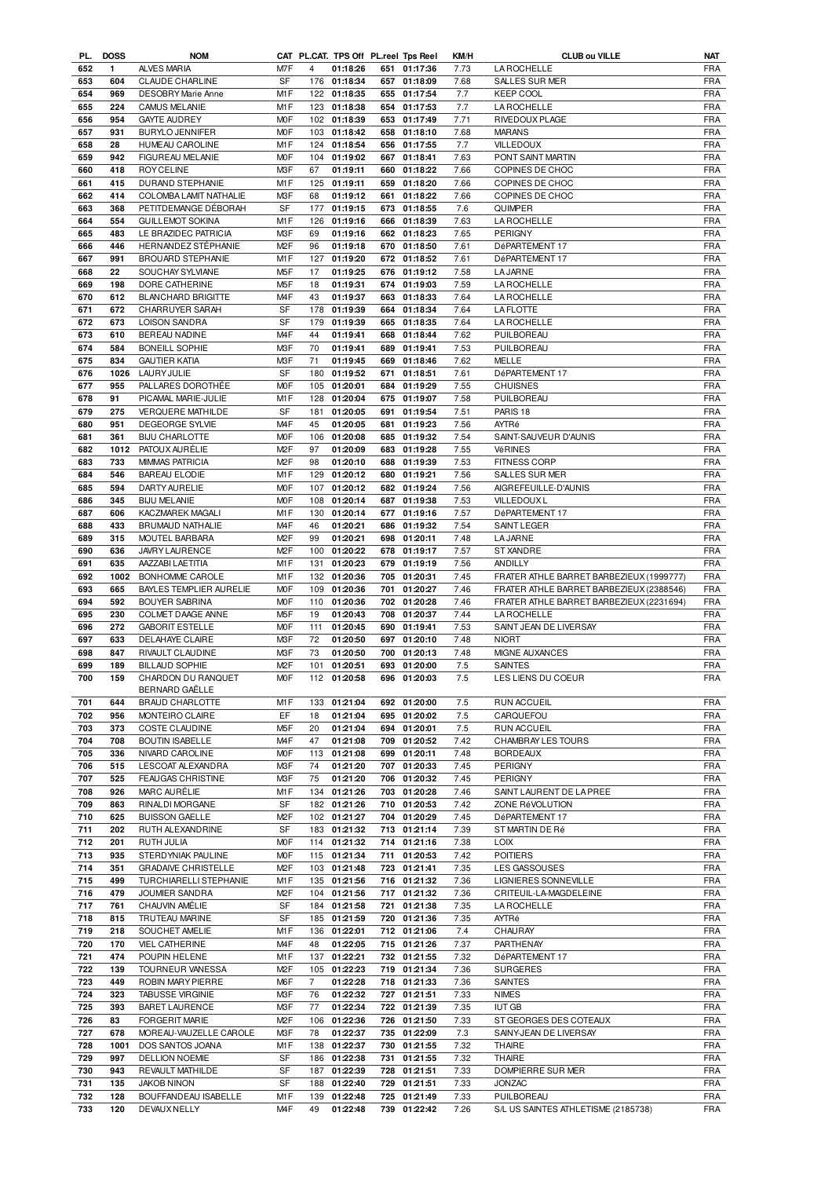| PL. | DOSS | NOM | CAT | PL.CAT. | TPS Off | PL.reel | Tps Reel | KM/H | CLUB ou VILLE | NAT |
|---|---|---|---|---|---|---|---|---|---|---|
| 652 | 1 | ALVES MARIA | M7F | 4 | 01:18:26 | 651 | 01:17:36 | 7.73 | LA ROCHELLE | FRA |
| 653 | 604 | CLAUDE CHARLINE | SF | 176 | 01:18:34 | 657 | 01:18:09 | 7.68 | SALLES SUR MER | FRA |
| 654 | 969 | DESOBRY Marie Anne | M1F | 122 | 01:18:35 | 655 | 01:17:54 | 7.7 | KEEP COOL | FRA |
| 655 | 224 | CAMUS MELANIE | M1F | 123 | 01:18:38 | 654 | 01:17:53 | 7.7 | LA ROCHELLE | FRA |
| 656 | 954 | GAYTE AUDREY | M0F | 102 | 01:18:39 | 653 | 01:17:49 | 7.71 | RIVEDOUX PLAGE | FRA |
| 657 | 931 | BURYLO JENNIFER | M0F | 103 | 01:18:42 | 658 | 01:18:10 | 7.68 | MARANS | FRA |
| 658 | 28 | HUMEAU CAROLINE | M1F | 124 | 01:18:54 | 656 | 01:17:55 | 7.7 | VILLEDOUX | FRA |
| 659 | 942 | FIGUREAU MELANIE | M0F | 104 | 01:19:02 | 667 | 01:18:41 | 7.63 | PONT SAINT MARTIN | FRA |
| 660 | 418 | ROY CELINE | M3F | 67 | 01:19:11 | 660 | 01:18:22 | 7.66 | COPINES DE CHOC | FRA |
| 661 | 415 | DURAND STEPHANIE | M1F | 125 | 01:19:11 | 659 | 01:18:20 | 7.66 | COPINES DE CHOC | FRA |
| 662 | 414 | COLOMBA LAMIT NATHALIE | M3F | 68 | 01:19:12 | 661 | 01:18:22 | 7.66 | COPINES DE CHOC | FRA |
| 663 | 368 | PETITDEMANGE DÉBORAH | SF | 177 | 01:19:15 | 673 | 01:18:55 | 7.6 | QUIMPER | FRA |
| 664 | 554 | GUILLEMOT SOKINA | M1F | 126 | 01:19:16 | 666 | 01:18:39 | 7.63 | LA ROCHELLE | FRA |
| 665 | 483 | LE BRAZIDEC PATRICIA | M3F | 69 | 01:19:16 | 662 | 01:18:23 | 7.65 | PERIGNY | FRA |
| 666 | 446 | HERNANDEZ STÉPHANIE | M2F | 96 | 01:19:18 | 670 | 01:18:50 | 7.61 | DéPARTEMENT 17 | FRA |
| 667 | 991 | BROUARD STEPHANIE | M1F | 127 | 01:19:20 | 672 | 01:18:52 | 7.61 | DéPARTEMENT 17 | FRA |
| 668 | 22 | SOUCHAY SYLVIANE | M5F | 17 | 01:19:25 | 676 | 01:19:12 | 7.58 | LA JARNE | FRA |
| 669 | 198 | DORE CATHERINE | M5F | 18 | 01:19:31 | 674 | 01:19:03 | 7.59 | LA ROCHELLE | FRA |
| 670 | 612 | BLANCHARD BRIGITTE | M4F | 43 | 01:19:37 | 663 | 01:18:33 | 7.64 | LA ROCHELLE | FRA |
| 671 | 672 | CHARRUYER SARAH | SF | 178 | 01:19:39 | 664 | 01:18:34 | 7.64 | LA FLOTTE | FRA |
| 672 | 673 | LOISON SANDRA | SF | 179 | 01:19:39 | 665 | 01:18:35 | 7.64 | LA ROCHELLE | FRA |
| 673 | 610 | BEREAU NADINE | M4F | 44 | 01:19:41 | 668 | 01:18:44 | 7.62 | PUILBOREAU | FRA |
| 674 | 584 | BONEILL SOPHIE | M3F | 70 | 01:19:41 | 689 | 01:19:41 | 7.53 | PUILBOREAU | FRA |
| 675 | 834 | GAUTIER KATIA | M3F | 71 | 01:19:45 | 669 | 01:18:46 | 7.62 | MELLE | FRA |
| 676 | 1026 | LAURY JULIE | SF | 180 | 01:19:52 | 671 | 01:18:51 | 7.61 | DéPARTEMENT 17 | FRA |
| 677 | 955 | PALLARES DOROTHÉE | M0F | 105 | 01:20:01 | 684 | 01:19:29 | 7.55 | CHUISNES | FRA |
| 678 | 91 | PICAMAL MARIE-JULIE | M1F | 128 | 01:20:04 | 675 | 01:19:07 | 7.58 | PUILBOREAU | FRA |
| 679 | 275 | VERQUERE MATHILDE | SF | 181 | 01:20:05 | 691 | 01:19:54 | 7.51 | PARIS 18 | FRA |
| 680 | 951 | DEGEORGE SYLVIE | M4F | 45 | 01:20:05 | 681 | 01:19:23 | 7.56 | AYTRé | FRA |
| 681 | 361 | BIJU CHARLOTTE | M0F | 106 | 01:20:08 | 685 | 01:19:32 | 7.54 | SAINT-SAUVEUR D'AUNIS | FRA |
| 682 | 1012 | PATOUX AURÉLIE | M2F | 97 | 01:20:09 | 683 | 01:19:28 | 7.55 | VéRINES | FRA |
| 683 | 733 | MIMMAS PATRICIA | M2F | 98 | 01:20:10 | 688 | 01:19:39 | 7.53 | FITNESS CORP | FRA |
| 684 | 546 | BAREAU ELODIE | M1F | 129 | 01:20:12 | 680 | 01:19:21 | 7.56 | SALLES SUR MER | FRA |
| 685 | 594 | DARTY AURELIE | M0F | 107 | 01:20:12 | 682 | 01:19:24 | 7.56 | AIGREFEUILLE-D'AUNIS | FRA |
| 686 | 345 | BIJU MELANIE | M0F | 108 | 01:20:14 | 687 | 01:19:38 | 7.53 | VILLEDOUX L | FRA |
| 687 | 606 | KACZMAREK MAGALI | M1F | 130 | 01:20:14 | 677 | 01:19:16 | 7.57 | DéPARTEMENT 17 | FRA |
| 688 | 433 | BRUMAUD NATHALIE | M4F | 46 | 01:20:21 | 686 | 01:19:32 | 7.54 | SAINT LEGER | FRA |
| 689 | 315 | MOUTEL BARBARA | M2F | 99 | 01:20:21 | 698 | 01:20:11 | 7.48 | LA JARNE | FRA |
| 690 | 636 | JAVRY LAURENCE | M2F | 100 | 01:20:22 | 678 | 01:19:17 | 7.57 | ST XANDRE | FRA |
| 691 | 635 | AAZZABI LAETITIA | M1F | 131 | 01:20:23 | 679 | 01:19:19 | 7.56 | ANDILLY | FRA |
| 692 | 1002 | BONHOMME CAROLE | M1F | 132 | 01:20:36 | 705 | 01:20:31 | 7.45 | FRATER ATHLE BARRET BARBEZIEUX (1999777) | FRA |
| 693 | 665 | BAYLES TEMPLIER AURELIE | M0F | 109 | 01:20:36 | 701 | 01:20:27 | 7.46 | FRATER ATHLE BARRET BARBEZIEUX (2388546) | FRA |
| 694 | 592 | BOUYER SABRINA | M0F | 110 | 01:20:36 | 702 | 01:20:28 | 7.46 | FRATER ATHLE BARRET BARBEZIEUX (2231694) | FRA |
| 695 | 230 | COLMET DAAGE ANNE | M5F | 19 | 01:20:43 | 708 | 01:20:37 | 7.44 | LA ROCHELLE | FRA |
| 696 | 272 | GABORIT ESTELLE | M0F | 111 | 01:20:45 | 690 | 01:19:41 | 7.53 | SAINT JEAN DE LIVERSAY | FRA |
| 697 | 633 | DELAHAYE CLAIRE | M3F | 72 | 01:20:50 | 697 | 01:20:10 | 7.48 | NIORT | FRA |
| 698 | 847 | RIVAULT CLAUDINE | M3F | 73 | 01:20:50 | 700 | 01:20:13 | 7.48 | MIGNE AUXANCES | FRA |
| 699 | 189 | BILLAUD SOPHIE | M2F | 101 | 01:20:51 | 693 | 01:20:00 | 7.5 | SAINTES | FRA |
| 700 | 159 | CHARDON DU RANQUET BERNARD GAËLLE | M0F | 112 | 01:20:58 | 696 | 01:20:03 | 7.5 | LES LIENS DU COEUR | FRA |
| 701 | 644 | BRAUD CHARLOTTE | M1F | 133 | 01:21:04 | 692 | 01:20:00 | 7.5 | RUN ACCUEIL | FRA |
| 702 | 956 | MONTEIRO CLAIRE | EF | 18 | 01:21:04 | 695 | 01:20:02 | 7.5 | CARQUEFOU | FRA |
| 703 | 373 | COSTE CLAUDINE | M5F | 20 | 01:21:04 | 694 | 01:20:01 | 7.5 | RUN ACCUEIL | FRA |
| 704 | 708 | BOUTIN ISABELLE | M4F | 47 | 01:21:08 | 709 | 01:20:52 | 7.42 | CHAMBRAY LES TOURS | FRA |
| 705 | 336 | NIVARD CAROLINE | M0F | 113 | 01:21:08 | 699 | 01:20:11 | 7.48 | BORDEAUX | FRA |
| 706 | 515 | LESCOAT ALEXANDRA | M3F | 74 | 01:21:20 | 707 | 01:20:33 | 7.45 | PERIGNY | FRA |
| 707 | 525 | FEAUGAS CHRISTINE | M3F | 75 | 01:21:20 | 706 | 01:20:32 | 7.45 | PERIGNY | FRA |
| 708 | 926 | MARC AURÉLIE | M1F | 134 | 01:21:26 | 703 | 01:20:28 | 7.46 | SAINT LAURENT DE LA PREE | FRA |
| 709 | 863 | RINALDI MORGANE | SF | 182 | 01:21:26 | 710 | 01:20:53 | 7.42 | ZONE RéVOLUTION | FRA |
| 710 | 625 | BUISSON GAELLE | M2F | 102 | 01:21:27 | 704 | 01:20:29 | 7.45 | DéPARTEMENT 17 | FRA |
| 711 | 202 | RUTH ALEXANDRINE | SF | 183 | 01:21:32 | 713 | 01:21:14 | 7.39 | ST MARTIN DE Ré | FRA |
| 712 | 201 | RUTH JULIA | M0F | 114 | 01:21:32 | 714 | 01:21:16 | 7.38 | LOIX | FRA |
| 713 | 935 | STERDYNIAK PAULINE | M0F | 115 | 01:21:34 | 711 | 01:20:53 | 7.42 | POITIERS | FRA |
| 714 | 351 | GRADAIVE CHRISTELLE | M2F | 103 | 01:21:48 | 723 | 01:21:41 | 7.35 | LES GASSOUSES | FRA |
| 715 | 499 | TURCHIARELLI STEPHANIE | M1F | 135 | 01:21:56 | 716 | 01:21:32 | 7.36 | LIGNIERES SONNEVILLE | FRA |
| 716 | 479 | JOUMIER SANDRA | M2F | 104 | 01:21:56 | 717 | 01:21:32 | 7.36 | CRITEUIL-LA-MAGDELEINE | FRA |
| 717 | 761 | CHAUVIN AMÉLIE | SF | 184 | 01:21:58 | 721 | 01:21:38 | 7.35 | LA ROCHELLE | FRA |
| 718 | 815 | TRUTEAU MARINE | SF | 185 | 01:21:59 | 720 | 01:21:36 | 7.35 | AYTRé | FRA |
| 719 | 218 | SOUCHET AMELIE | M1F | 136 | 01:22:01 | 712 | 01:21:06 | 7.4 | CHAURAY | FRA |
| 720 | 170 | VIEL CATHERINE | M4F | 48 | 01:22:05 | 715 | 01:21:26 | 7.37 | PARTHENAY | FRA |
| 721 | 474 | POUPIN HELENE | M1F | 137 | 01:22:21 | 732 | 01:21:55 | 7.32 | DéPARTEMENT 17 | FRA |
| 722 | 139 | TOURNEUR VANESSA | M2F | 105 | 01:22:23 | 719 | 01:21:34 | 7.36 | SURGERES | FRA |
| 723 | 449 | ROBIN MARY PIERRE | M6F | 7 | 01:22:28 | 718 | 01:21:33 | 7.36 | SAINTES | FRA |
| 724 | 323 | TABUSSE VIRGINIE | M3F | 76 | 01:22:32 | 727 | 01:21:51 | 7.33 | NIMES | FRA |
| 725 | 393 | BARET LAURENCE | M3F | 77 | 01:22:34 | 722 | 01:21:39 | 7.35 | IUT GB | FRA |
| 726 | 83 | FORGERIT MARIE | M2F | 106 | 01:22:36 | 726 | 01:21:50 | 7.33 | ST GEORGES DES COTEAUX | FRA |
| 727 | 678 | MOREAU-VAUZELLE CAROLE | M3F | 78 | 01:22:37 | 735 | 01:22:09 | 7.3 | SAINY-JEAN DE LIVERSAY | FRA |
| 728 | 1001 | DOS SANTOS JOANA | M1F | 138 | 01:22:37 | 730 | 01:21:55 | 7.32 | THAIRE | FRA |
| 729 | 997 | DELLION NOEMIE | SF | 186 | 01:22:38 | 731 | 01:21:55 | 7.32 | THAIRE | FRA |
| 730 | 943 | REVAULT MATHILDE | SF | 187 | 01:22:39 | 728 | 01:21:51 | 7.33 | DOMPIERRE SUR MER | FRA |
| 731 | 135 | JAKOB NINON | SF | 188 | 01:22:40 | 729 | 01:21:51 | 7.33 | JONZAC | FRA |
| 732 | 128 | BOUFFANDEAU ISABELLE | M1F | 139 | 01:22:48 | 725 | 01:21:49 | 7.33 | PUILBOREAU | FRA |
| 733 | 120 | DEVAUX NELLY | M4F | 49 | 01:22:48 | 739 | 01:22:42 | 7.26 | S/L US SAINTES ATHLETISME (2185738) | FRA |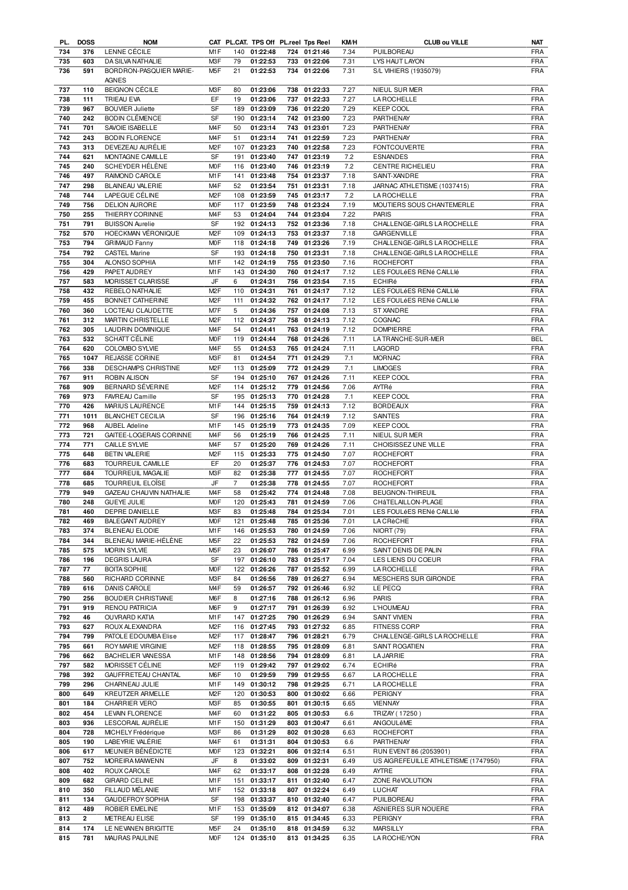| PL. | DOSS | NOM | CAT | PL.CAT. | TPS Off | PL.reel | Tps Reel | KM/H | CLUB ou VILLE | NAT |
|---|---|---|---|---|---|---|---|---|---|---|
| 734 | 376 | LENNE CÉCILE | M1F | 140 | 01:22:48 | 724 | 01:21:46 | 7.34 | PUILBOREAU | FRA |
| 735 | 603 | DA SILVA NATHALIE | M3F | 79 | 01:22:53 | 733 | 01:22:06 | 7.31 | LYS HAUT LAYON | FRA |
| 736 | 591 | BORDRON-PASQUIER MARIE-AGNES | M5F | 21 | 01:22:53 | 734 | 01:22:06 | 7.31 | S/L VIHIERS (1935079) | FRA |
| 737 | 110 | BEIGNON CÉCILE | M3F | 80 | 01:23:06 | 738 | 01:22:33 | 7.27 | NIEUL SUR MER | FRA |
| 738 | 111 | TRIEAU EVA | EF | 19 | 01:23:06 | 737 | 01:22:33 | 7.27 | LA ROCHELLE | FRA |
| 739 | 967 | BOUVIER Juliette | SF | 189 | 01:23:09 | 736 | 01:22:20 | 7.29 | KEEP COOL | FRA |
| 740 | 242 | BODIN CLÉMENCE | SF | 190 | 01:23:14 | 742 | 01:23:00 | 7.23 | PARTHENAY | FRA |
| 741 | 701 | SAVOIE ISABELLE | M4F | 50 | 01:23:14 | 743 | 01:23:01 | 7.23 | PARTHENAY | FRA |
| 742 | 243 | BODIN FLORENCE | M4F | 51 | 01:23:14 | 741 | 01:22:59 | 7.23 | PARTHENAY | FRA |
| 743 | 313 | DEVEZEAU AURÉLIE | M2F | 107 | 01:23:23 | 740 | 01:22:58 | 7.23 | FONTCOUVERTE | FRA |
| 744 | 621 | MONTAGNE CAMILLE | SF | 191 | 01:23:40 | 747 | 01:23:19 | 7.2 | ESNANDES | FRA |
| 745 | 240 | SCHEYDER HÉLÈNE | M0F | 116 | 01:23:40 | 746 | 01:23:19 | 7.2 | CENTRE RICHELIEU | FRA |
| 746 | 497 | RAIMOND CAROLE | M1F | 141 | 01:23:48 | 754 | 01:23:37 | 7.18 | SAINT-XANDRE | FRA |
| 747 | 298 | BLAINEAU VALERIE | M4F | 52 | 01:23:54 | 751 | 01:23:31 | 7.18 | JARNAC ATHLETISME (1037415) | FRA |
| 748 | 744 | LAPEGUE CÉLINE | M2F | 108 | 01:23:59 | 745 | 01:23:17 | 7.2 | LA ROCHELLE | FRA |
| 749 | 756 | DELION AURORE | M0F | 117 | 01:23:59 | 748 | 01:23:24 | 7.19 | MOUTIERS SOUS CHANTEMERLE | FRA |
| 750 | 255 | THIERRY CORINNE | M4F | 53 | 01:24:04 | 744 | 01:23:04 | 7.22 | PARIS | FRA |
| 751 | 791 | BUISSON Aurelie | SF | 192 | 01:24:13 | 752 | 01:23:36 | 7.18 | CHALLENGE-GIRLS LA ROCHELLE | FRA |
| 752 | 570 | HOECKMAN VÉRONIQUE | M2F | 109 | 01:24:13 | 753 | 01:23:37 | 7.18 | GARGENVILLE | FRA |
| 753 | 794 | GRIMAUD Fanny | M0F | 118 | 01:24:18 | 749 | 01:23:26 | 7.19 | CHALLENGE-GIRLS LA ROCHELLE | FRA |
| 754 | 792 | CASTEL Marine | SF | 193 | 01:24:18 | 750 | 01:23:31 | 7.18 | CHALLENGE-GIRLS LA ROCHELLE | FRA |
| 755 | 304 | ALONSO SOPHIA | M1F | 142 | 01:24:19 | 755 | 01:23:50 | 7.16 | ROCHEFORT | FRA |
| 756 | 429 | PAPET AUDREY | M1F | 143 | 01:24:30 | 760 | 01:24:17 | 7.12 | LES FOULéES RENé CAILLé | FRA |
| 757 | 583 | MORISSET CLARISSE | JF | 6 | 01:24:31 | 756 | 01:23:54 | 7.15 | ECHIRé | FRA |
| 758 | 432 | REBELO NATHALIE | M2F | 110 | 01:24:31 | 761 | 01:24:17 | 7.12 | LES FOULéES RENé CAILLé | FRA |
| 759 | 455 | BONNET CATHERINE | M2F | 111 | 01:24:32 | 762 | 01:24:17 | 7.12 | LES FOULéES RENé CAILLé | FRA |
| 760 | 360 | LOCTEAU CLAUDETTE | M7F | 5 | 01:24:36 | 757 | 01:24:08 | 7.13 | ST XANDRE | FRA |
| 761 | 312 | MARTIN CHRISTELLE | M2F | 112 | 01:24:37 | 758 | 01:24:13 | 7.12 | COGNAC | FRA |
| 762 | 305 | LAUDRIN DOMINIQUE | M4F | 54 | 01:24:41 | 763 | 01:24:19 | 7.12 | DOMPIERRE | FRA |
| 763 | 532 | SCHATT CÉLINE | M0F | 119 | 01:24:44 | 768 | 01:24:26 | 7.11 | LA TRANCHE-SUR-MER | BEL |
| 764 | 620 | COLOMBO SYLVIE | M4F | 55 | 01:24:53 | 765 | 01:24:24 | 7.11 | LAGORD | FRA |
| 765 | 1047 | REJASSE CORINE | M3F | 81 | 01:24:54 | 771 | 01:24:29 | 7.1 | MORNAC | FRA |
| 766 | 338 | DESCHAMPS CHRISTINE | M2F | 113 | 01:25:09 | 772 | 01:24:29 | 7.1 | LIMOGES | FRA |
| 767 | 911 | ROBIN ALISON | SF | 194 | 01:25:10 | 767 | 01:24:26 | 7.11 | KEEP COOL | FRA |
| 768 | 909 | BERNARD SÉVERINE | M2F | 114 | 01:25:12 | 779 | 01:24:56 | 7.06 | AYTRé | FRA |
| 769 | 973 | FAVREAU Camille | SF | 195 | 01:25:13 | 770 | 01:24:28 | 7.1 | KEEP COOL | FRA |
| 770 | 426 | MARIUS LAURENCE | M1F | 144 | 01:25:15 | 759 | 01:24:13 | 7.12 | BORDEAUX | FRA |
| 771 | 1011 | BLANCHET CECILIA | SF | 196 | 01:25:16 | 764 | 01:24:19 | 7.12 | SAINTES | FRA |
| 772 | 968 | AUBEL Adeline | M1F | 145 | 01:25:19 | 773 | 01:24:35 | 7.09 | KEEP COOL | FRA |
| 773 | 721 | GAITEE-LOGERAIS CORINNE | M4F | 56 | 01:25:19 | 766 | 01:24:25 | 7.11 | NIEUL SUR MER | FRA |
| 774 | 771 | CAILLE SYLVIE | M4F | 57 | 01:25:20 | 769 | 01:24:26 | 7.11 | CHOISISSEZ UNE VILLE | FRA |
| 775 | 648 | BETIN VALERIE | M2F | 115 | 01:25:33 | 775 | 01:24:50 | 7.07 | ROCHEFORT | FRA |
| 776 | 683 | TOURREUIL CAMILLE | EF | 20 | 01:25:37 | 776 | 01:24:53 | 7.07 | ROCHEFORT | FRA |
| 777 | 684 | TOURREUIL MAGALIE | M3F | 82 | 01:25:38 | 777 | 01:24:55 | 7.07 | ROCHEFORT | FRA |
| 778 | 685 | TOURREUIL ELOÏSE | JF | 7 | 01:25:38 | 778 | 01:24:55 | 7.07 | ROCHEFORT | FRA |
| 779 | 949 | GAZEAU CHAUVIN NATHALIE | M4F | 58 | 01:25:42 | 774 | 01:24:48 | 7.08 | BEUGNON-THIREUIL | FRA |
| 780 | 248 | GUEYE JULIE | M0F | 120 | 01:25:43 | 781 | 01:24:59 | 7.06 | CHâTELAILLON-PLAGE | FRA |
| 781 | 460 | DEPRE DANIELLE | M3F | 83 | 01:25:48 | 784 | 01:25:34 | 7.01 | LES FOULéES RENé CAILLé | FRA |
| 782 | 469 | BALEGANT AUDREY | M0F | 121 | 01:25:48 | 785 | 01:25:36 | 7.01 | LA CRèCHE | FRA |
| 783 | 374 | BLENEAU ELODIE | M1F | 146 | 01:25:53 | 780 | 01:24:59 | 7.06 | NIORT (79) | FRA |
| 784 | 344 | BLENEAU MARIE-HÉLÈNE | M5F | 22 | 01:25:53 | 782 | 01:24:59 | 7.06 | ROCHEFORT | FRA |
| 785 | 575 | MORIN SYLVIE | M5F | 23 | 01:26:07 | 786 | 01:25:47 | 6.99 | SAINT DENIS DE PALIN | FRA |
| 786 | 196 | DEGRIS LAURA | SF | 197 | 01:26:10 | 783 | 01:25:17 | 7.04 | LES LIENS DU COEUR | FRA |
| 787 | 77 | BOITA SOPHIE | M0F | 122 | 01:26:26 | 787 | 01:25:52 | 6.99 | LA ROCHELLE | FRA |
| 788 | 560 | RICHARD CORINNE | M3F | 84 | 01:26:56 | 789 | 01:26:27 | 6.94 | MESCHERS SUR GIRONDE | FRA |
| 789 | 616 | DANIS CAROLE | M4F | 59 | 01:26:57 | 792 | 01:26:46 | 6.92 | LE PECQ | FRA |
| 790 | 256 | BOUDIER CHRISTIANE | M6F | 8 | 01:27:16 | 788 | 01:26:12 | 6.96 | PARIS | FRA |
| 791 | 919 | RENOU PATRICIA | M6F | 9 | 01:27:17 | 791 | 01:26:39 | 6.92 | L'HOUMEAU | FRA |
| 792 | 46 | OUVRARD KATIA | M1F | 147 | 01:27:25 | 790 | 01:26:29 | 6.94 | SAINT VIVIEN | FRA |
| 793 | 627 | ROUX ALEXANDRA | M2F | 116 | 01:27:45 | 793 | 01:27:32 | 6.85 | FITNESS CORP | FRA |
| 794 | 799 | PATOLE EDOUMBA Elise | M2F | 117 | 01:28:47 | 796 | 01:28:21 | 6.79 | CHALLENGE-GIRLS LA ROCHELLE | FRA |
| 795 | 661 | ROY MARIE VIRGINIE | M2F | 118 | 01:28:55 | 795 | 01:28:09 | 6.81 | SAINT ROGATIEN | FRA |
| 796 | 662 | BACHELIER VANESSA | M1F | 148 | 01:28:56 | 794 | 01:28:09 | 6.81 | LA JARRIE | FRA |
| 797 | 582 | MORISSET CÉLINE | M2F | 119 | 01:29:42 | 797 | 01:29:02 | 6.74 | ECHIRé | FRA |
| 798 | 392 | GAUFFRETEAU CHANTAL | M6F | 10 | 01:29:59 | 799 | 01:29:55 | 6.67 | LA ROCHELLE | FRA |
| 799 | 296 | CHARNEAU JULIE | M1F | 149 | 01:30:12 | 798 | 01:29:25 | 6.71 | LA ROCHELLE | FRA |
| 800 | 649 | KREUTZER ARMELLE | M2F | 120 | 01:30:53 | 800 | 01:30:02 | 6.66 | PERIGNY | FRA |
| 801 | 184 | CHARRIER VERO | M3F | 85 | 01:30:55 | 801 | 01:30:15 | 6.65 | VIENNAY | FRA |
| 802 | 454 | LEVAIN FLORENCE | M4F | 60 | 01:31:22 | 805 | 01:30:53 | 6.6 | TRIZAY ( 17250 ) | FRA |
| 803 | 936 | LESCORAIL AURÉLIE | M1F | 150 | 01:31:29 | 803 | 01:30:47 | 6.61 | ANGOULêME | FRA |
| 804 | 728 | MICHELY Frédérique | M3F | 86 | 01:31:29 | 802 | 01:30:28 | 6.63 | ROCHEFORT | FRA |
| 805 | 190 | LABEYRIE VALÉRIE | M4F | 61 | 01:31:31 | 804 | 01:30:53 | 6.6 | PARTHENAY | FRA |
| 806 | 617 | MEUNIER BÉNÉDICTE | M0F | 123 | 01:32:21 | 806 | 01:32:14 | 6.51 | RUN EVENT 86 (2053901) | FRA |
| 807 | 752 | MOREIRA MAIWENN | JF | 8 | 01:33:02 | 809 | 01:32:31 | 6.49 | US AIGREFEUILLE ATHLETISME (1747950) | FRA |
| 808 | 402 | ROUX CAROLE | M4F | 62 | 01:33:17 | 808 | 01:32:28 | 6.49 | AYTRE | FRA |
| 809 | 682 | GIRARD CELINE | M1F | 151 | 01:33:17 | 811 | 01:32:40 | 6.47 | ZONE RéVOLUTION | FRA |
| 810 | 350 | FILLAUD MÉLANIE | M1F | 152 | 01:33:18 | 807 | 01:32:24 | 6.49 | LUCHAT | FRA |
| 811 | 134 | GAUDEFROY SOPHIA | SF | 198 | 01:33:37 | 810 | 01:32:40 | 6.47 | PUILBOREAU | FRA |
| 812 | 489 | ROBIER EMELINE | M1F | 153 | 01:35:09 | 812 | 01:34:07 | 6.38 | ASNIERES SUR NOUERE | FRA |
| 813 | 2 | METREAU ELISE | SF | 199 | 01:35:10 | 815 | 01:34:45 | 6.33 | PERIGNY | FRA |
| 814 | 174 | LE NEVANEN BRIGITTE | M5F | 24 | 01:35:10 | 818 | 01:34:59 | 6.32 | MARSILLY | FRA |
| 815 | 781 | MAURAS PAULINE | M0F | 124 | 01:35:10 | 813 | 01:34:25 | 6.35 | LA ROCHE/YON | FRA |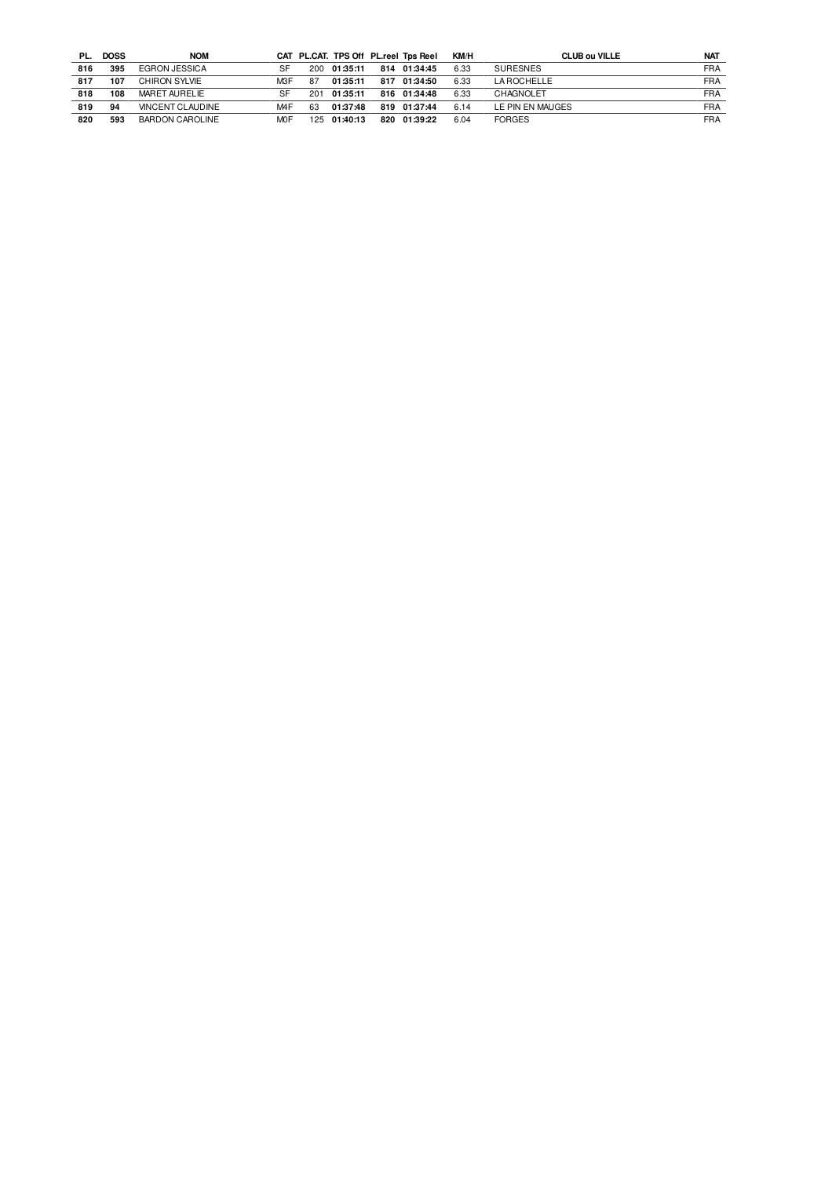| PL. | DOSS | NOM | CAT | PL.CAT. | TPS Off | PL.reel | Tps Reel | KM/H | CLUB ou VILLE | NAT |
|---|---|---|---|---|---|---|---|---|---|---|
| 816 | 395 | EGRON JESSICA | SF | 200 | 01:35:11 | 814 | 01:34:45 | 6.33 | SURESNES | FRA |
| 817 | 107 | CHIRON SYLVIE | M3F | 87 | 01:35:11 | 817 | 01:34:50 | 6.33 | LA ROCHELLE | FRA |
| 818 | 108 | MARET AURELIE | SF | 201 | 01:35:11 | 816 | 01:34:48 | 6.33 | CHAGNOLET | FRA |
| 819 | 94 | VINCENT CLAUDINE | M4F | 63 | 01:37:48 | 819 | 01:37:44 | 6.14 | LE PIN EN MAUGES | FRA |
| 820 | 593 | BARDON CAROLINE | M0F | 125 | 01:40:13 | 820 | 01:39:22 | 6.04 | FORGES | FRA |